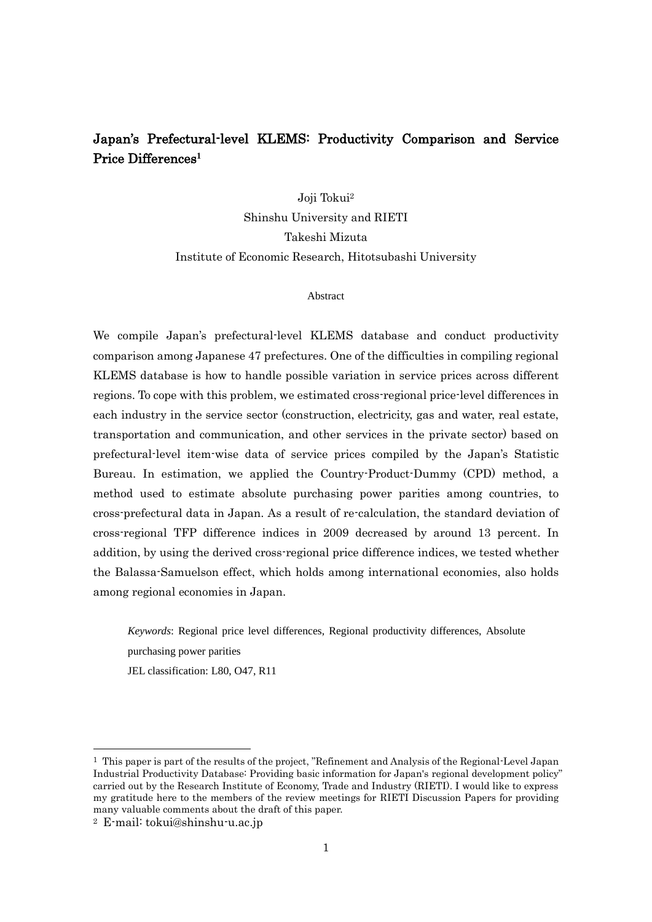# Japan's Prefectural-level KLEMS: Productivity Comparison and Service Price Differences[1]

Joji Tokui[2]

Shinshu University and RIETI

Takeshi Mizuta

Institute of Economic Research, Hitotsubashi University

Abstract

We compile Japan's prefectural-level KLEMS database and conduct productivity comparison among Japanese 47 prefectures. One of the difficulties in compiling regional KLEMS database is how to handle possible variation in service prices across different regions. To cope with this problem, we estimated cross-regional price-level differences in each industry in the service sector (construction, electricity, gas and water, real estate, transportation and communication, and other services in the private sector) based on prefectural-level item-wise data of service prices compiled by the Japan's Statistic Bureau. In estimation, we applied the Country-Product-Dummy (CPD) method, a method used to estimate absolute purchasing power parities among countries, to cross-prefectural data in Japan. As a result of re-calculation, the standard deviation of cross-regional TFP difference indices in 2009 decreased by around 13 percent. In addition, by using the derived cross-regional price difference indices, we tested whether the Balassa-Samuelson effect, which holds among international economies, also holds among regional economies in Japan.

*Keywords*: Regional price level differences, Regional productivity differences, Absolute purchasing power parities

JEL classification: L80, O47, R11

---

[1] This paper is part of the results of the project, "Refinement and Analysis of the Regional-Level Japan Industrial Productivity Database: Providing basic information for Japan's regional development policy" carried out by the Research Institute of Economy, Trade and Industry (RIETI). I would like to express my gratitude here to the members of the review meetings for RIETI Discussion Papers for providing many valuable comments about the draft of this paper.

[2] E-mail: tokui@shinshu-u.ac.jp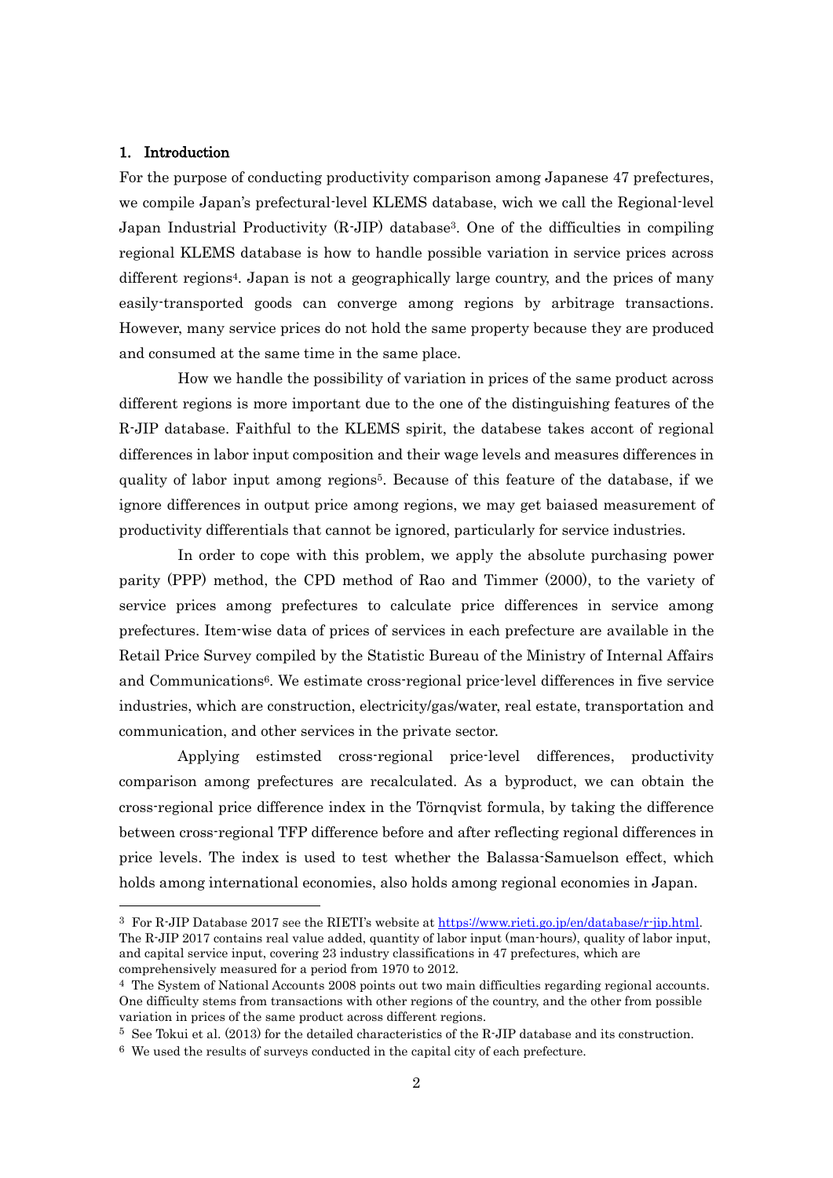## 1. Introduction

For the purpose of conducting productivity comparison among Japanese 47 prefectures, we compile Japan's prefectural-level KLEMS database, wich we call the Regional-level Japan Industrial Productivity (R-JIP) database[3]. One of the difficulties in compiling regional KLEMS database is how to handle possible variation in service prices across different regions[4]. Japan is not a geographically large country, and the prices of many easily-transported goods can converge among regions by arbitrage transactions. However, many service prices do not hold the same property because they are produced and consumed at the same time in the same place.

How we handle the possibility of variation in prices of the same product across different regions is more important due to the one of the distinguishing features of the R-JIP database. Faithful to the KLEMS spirit, the databese takes accont of regional differences in labor input composition and their wage levels and measures differences in quality of labor input among regions[5]. Because of this feature of the database, if we ignore differences in output price among regions, we may get baiased measurement of productivity differentials that cannot be ignored, particularly for service industries.

In order to cope with this problem, we apply the absolute purchasing power parity (PPP) method, the CPD method of Rao and Timmer (2000), to the variety of service prices among prefectures to calculate price differences in service among prefectures. Item-wise data of prices of services in each prefecture are available in the Retail Price Survey compiled by the Statistic Bureau of the Ministry of Internal Affairs and Communications[6]. We estimate cross-regional price-level differences in five service industries, which are construction, electricity/gas/water, real estate, transportation and communication, and other services in the private sector.

Applying estimsted cross-regional price-level differences, productivity comparison among prefectures are recalculated. As a byproduct, we can obtain the cross-regional price difference index in the Törnqvist formula, by taking the difference between cross-regional TFP difference before and after reflecting regional differences in price levels. The index is used to test whether the Balassa-Samuelson effect, which holds among international economies, also holds among regional economies in Japan.

---

[3] For R-JIP Database 2017 see the RIETI's website at https://www.rieti.go.jp/en/database/r-jip.html. The R-JIP 2017 contains real value added, quantity of labor input (man-hours), quality of labor input, and capital service input, covering 23 industry classifications in 47 prefectures, which are comprehensively measured for a period from 1970 to 2012.

[4] The System of National Accounts 2008 points out two main difficulties regarding regional accounts. One difficulty stems from transactions with other regions of the country, and the other from possible variation in prices of the same product across different regions.

[5] See Tokui et al. (2013) for the detailed characteristics of the R-JIP database and its construction.

[6] We used the results of surveys conducted in the capital city of each prefecture.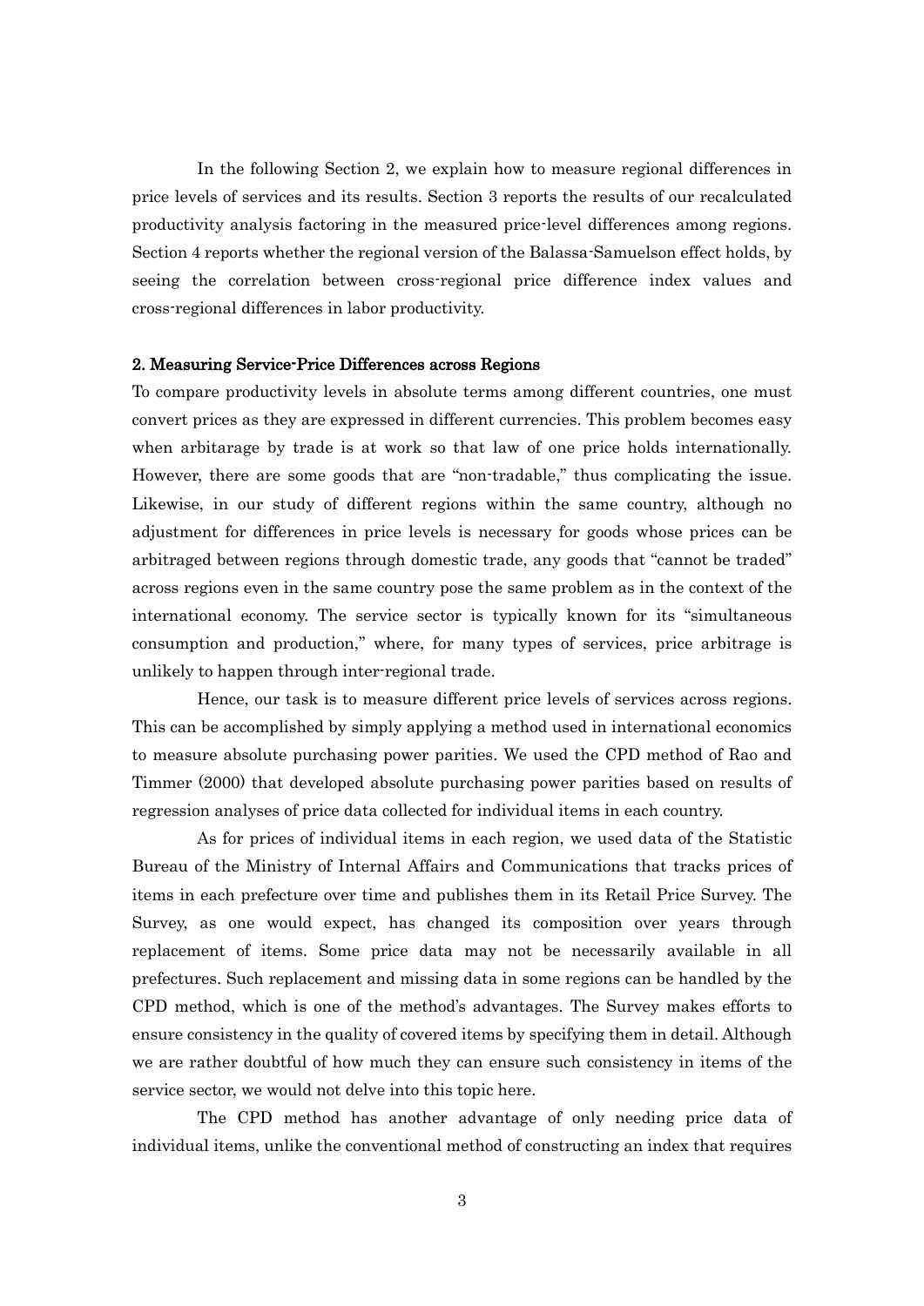In the following Section 2, we explain how to measure regional differences in price levels of services and its results. Section 3 reports the results of our recalculated productivity analysis factoring in the measured price-level differences among regions. Section 4 reports whether the regional version of the Balassa-Samuelson effect holds, by seeing the correlation between cross-regional price difference index values and cross-regional differences in labor productivity.

## 2. Measuring Service-Price Differences across Regions

To compare productivity levels in absolute terms among different countries, one must convert prices as they are expressed in different currencies. This problem becomes easy when arbitarage by trade is at work so that law of one price holds internationally. However, there are some goods that are "non-tradable," thus complicating the issue. Likewise, in our study of different regions within the same country, although no adjustment for differences in price levels is necessary for goods whose prices can be arbitraged between regions through domestic trade, any goods that "cannot be traded" across regions even in the same country pose the same problem as in the context of the international economy. The service sector is typically known for its "simultaneous consumption and production," where, for many types of services, price arbitrage is unlikely to happen through inter-regional trade.

Hence, our task is to measure different price levels of services across regions. This can be accomplished by simply applying a method used in international economics to measure absolute purchasing power parities. We used the CPD method of Rao and Timmer (2000) that developed absolute purchasing power parities based on results of regression analyses of price data collected for individual items in each country.

As for prices of individual items in each region, we used data of the Statistic Bureau of the Ministry of Internal Affairs and Communications that tracks prices of items in each prefecture over time and publishes them in its Retail Price Survey. The Survey, as one would expect, has changed its composition over years through replacement of items. Some price data may not be necessarily available in all prefectures. Such replacement and missing data in some regions can be handled by the CPD method, which is one of the method's advantages. The Survey makes efforts to ensure consistency in the quality of covered items by specifying them in detail. Although we are rather doubtful of how much they can ensure such consistency in items of the service sector, we would not delve into this topic here.

The CPD method has another advantage of only needing price data of individual items, unlike the conventional method of constructing an index that requires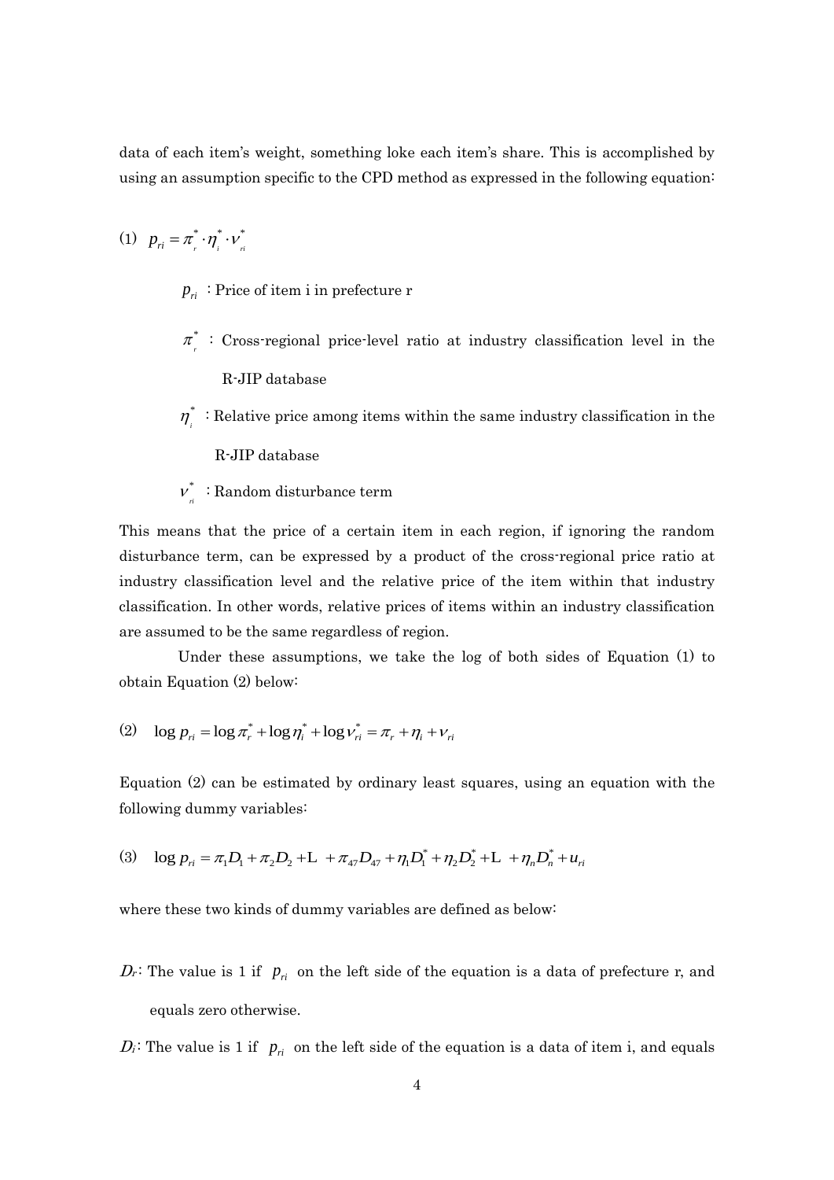data of each item's weight, something loke each item's share. This is accomplished by using an assumption specific to the CPD method as expressed in the following equation:

$$(1) \quad p_{ri} = \pi^*_r \cdot \eta^*_i \cdot \nu^*_{ri}$$

$p_{ri}$ : Price of item i in prefecture r

$\pi^*_r$ : Cross-regional price-level ratio at industry classification level in the R-JIP database

$\eta^*_i$ : Relative price among items within the same industry classification in the R-JIP database

$\nu^*_{ri}$ : Random disturbance term

This means that the price of a certain item in each region, if ignoring the random disturbance term, can be expressed by a product of the cross-regional price ratio at industry classification level and the relative price of the item within that industry classification. In other words, relative prices of items within an industry classification are assumed to be the same regardless of region.

Under these assumptions, we take the log of both sides of Equation (1) to obtain Equation (2) below:

$$(2) \quad \log p_{ri} = \log \pi^*_r + \log \eta^*_i + \log \nu^*_{ri} = \pi_r + \eta_i + \nu_{ri}$$

Equation (2) can be estimated by ordinary least squares, using an equation with the following dummy variables:

$$(3) \quad \log p_{ri} = \pi_1 D_1 + \pi_2 D_2 + \cdots + \pi_{47} D_{47} + \eta_1 D^*_1 + \eta_2 D^*_2 + \cdots + \eta_n D^*_n + u_{ri}$$

where these two kinds of dummy variables are defined as below:

$D_r$: The value is 1 if $p_{ri}$ on the left side of the equation is a data of prefecture r, and equals zero otherwise.

$D_i$: The value is 1 if $p_{ri}$ on the left side of the equation is a data of item i, and equals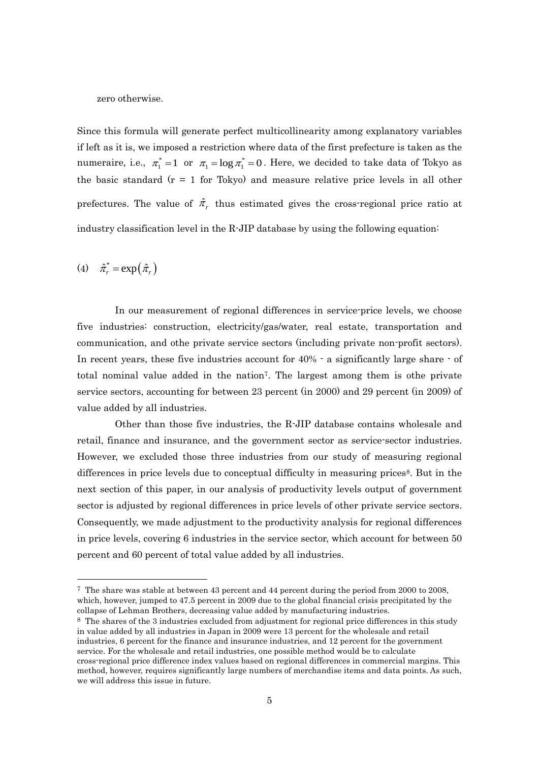zero otherwise.

Since this formula will generate perfect multicollinearity among explanatory variables if left as it is, we imposed a restriction where data of the first prefecture is taken as the numeraire, i.e., $\pi_1^* = 1$ or $\pi_1 = \log \pi_1^* = 0$. Here, we decided to take data of Tokyo as the basic standard (r = 1 for Tokyo) and measure relative price levels in all other prefectures. The value of $\hat{\pi}_r$ thus estimated gives the cross-regional price ratio at industry classification level in the R-JIP database by using the following equation:

$$(4) \quad \hat{\pi}_r^* = \exp\left(\hat{\pi}_r\right)$$

In our measurement of regional differences in service-price levels, we choose five industries: construction, electricity/gas/water, real estate, transportation and communication, and othe private service sectors (including private non-profit sectors). In recent years, these five industries account for 40% - a significantly large share - of total nominal value added in the nation[7]. The largest among them is othe private service sectors, accounting for between 23 percent (in 2000) and 29 percent (in 2009) of value added by all industries.

Other than those five industries, the R-JIP database contains wholesale and retail, finance and insurance, and the government sector as service-sector industries. However, we excluded those three industries from our study of measuring regional differences in price levels due to conceptual difficulty in measuring prices[8]. But in the next section of this paper, in our analysis of productivity levels output of government sector is adjusted by regional differences in price levels of other private service sectors. Consequently, we made adjustment to the productivity analysis for regional differences in price levels, covering 6 industries in the service sector, which account for between 50 percent and 60 percent of total value added by all industries.

---

[7] The share was stable at between 43 percent and 44 percent during the period from 2000 to 2008, which, however, jumped to 47.5 percent in 2009 due to the global financial crisis precipitated by the collapse of Lehman Brothers, decreasing value added by manufacturing industries.

[8] The shares of the 3 industries excluded from adjustment for regional price differences in this study in value added by all industries in Japan in 2009 were 13 percent for the wholesale and retail industries, 6 percent for the finance and insurance industries, and 12 percent for the government service. For the wholesale and retail industries, one possible method would be to calculate cross-regional price difference index values based on regional differences in commercial margins. This method, however, requires significantly large numbers of merchandise items and data points. As such, we will address this issue in future.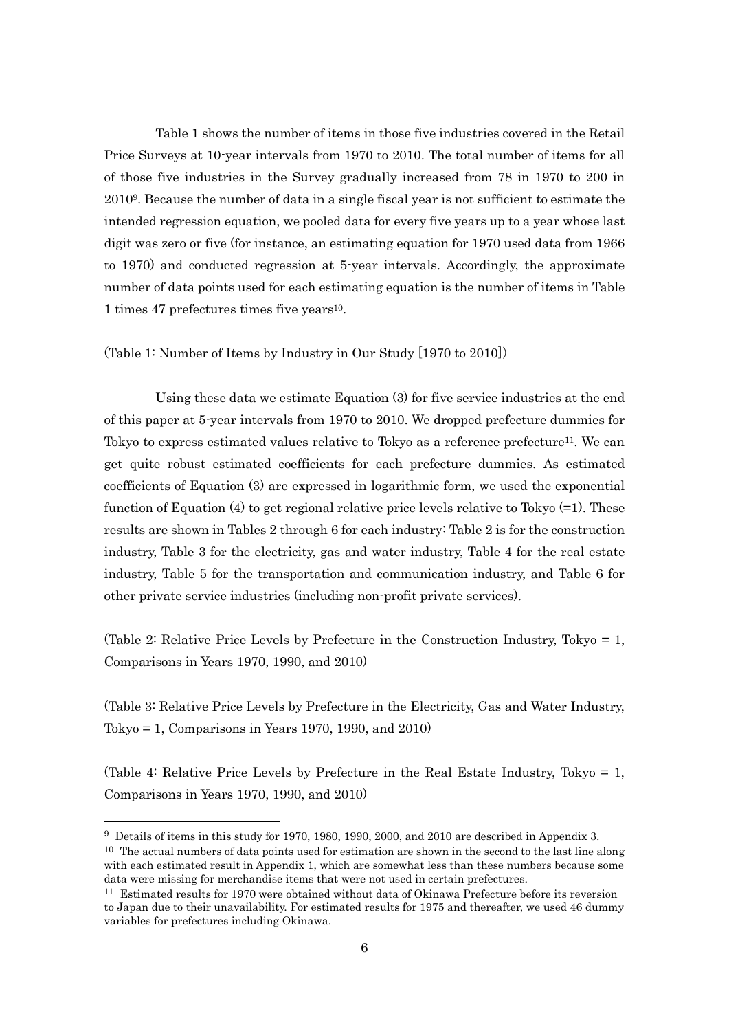Table 1 shows the number of items in those five industries covered in the Retail Price Surveys at 10-year intervals from 1970 to 2010. The total number of items for all of those five industries in the Survey gradually increased from 78 in 1970 to 200 in 2010[9]. Because the number of data in a single fiscal year is not sufficient to estimate the intended regression equation, we pooled data for every five years up to a year whose last digit was zero or five (for instance, an estimating equation for 1970 used data from 1966 to 1970) and conducted regression at 5-year intervals. Accordingly, the approximate number of data points used for each estimating equation is the number of items in Table 1 times 47 prefectures times five years[10].

(Table 1: Number of Items by Industry in Our Study [1970 to 2010])

Using these data we estimate Equation (3) for five service industries at the end of this paper at 5-year intervals from 1970 to 2010. We dropped prefecture dummies for Tokyo to express estimated values relative to Tokyo as a reference prefecture[11]. We can get quite robust estimated coefficients for each prefecture dummies. As estimated coefficients of Equation (3) are expressed in logarithmic form, we used the exponential function of Equation (4) to get regional relative price levels relative to Tokyo (=1). These results are shown in Tables 2 through 6 for each industry: Table 2 is for the construction industry, Table 3 for the electricity, gas and water industry, Table 4 for the real estate industry, Table 5 for the transportation and communication industry, and Table 6 for other private service industries (including non-profit private services).

(Table 2: Relative Price Levels by Prefecture in the Construction Industry, Tokyo = 1, Comparisons in Years 1970, 1990, and 2010)

(Table 3: Relative Price Levels by Prefecture in the Electricity, Gas and Water Industry, Tokyo = 1, Comparisons in Years 1970, 1990, and 2010)

(Table 4: Relative Price Levels by Prefecture in the Real Estate Industry, Tokyo = 1, Comparisons in Years 1970, 1990, and 2010)

---

[9] Details of items in this study for 1970, 1980, 1990, 2000, and 2010 are described in Appendix 3.

[10] The actual numbers of data points used for estimation are shown in the second to the last line along with each estimated result in Appendix 1, which are somewhat less than these numbers because some data were missing for merchandise items that were not used in certain prefectures.

[11] Estimated results for 1970 were obtained without data of Okinawa Prefecture before its reversion to Japan due to their unavailability. For estimated results for 1975 and thereafter, we used 46 dummy variables for prefectures including Okinawa.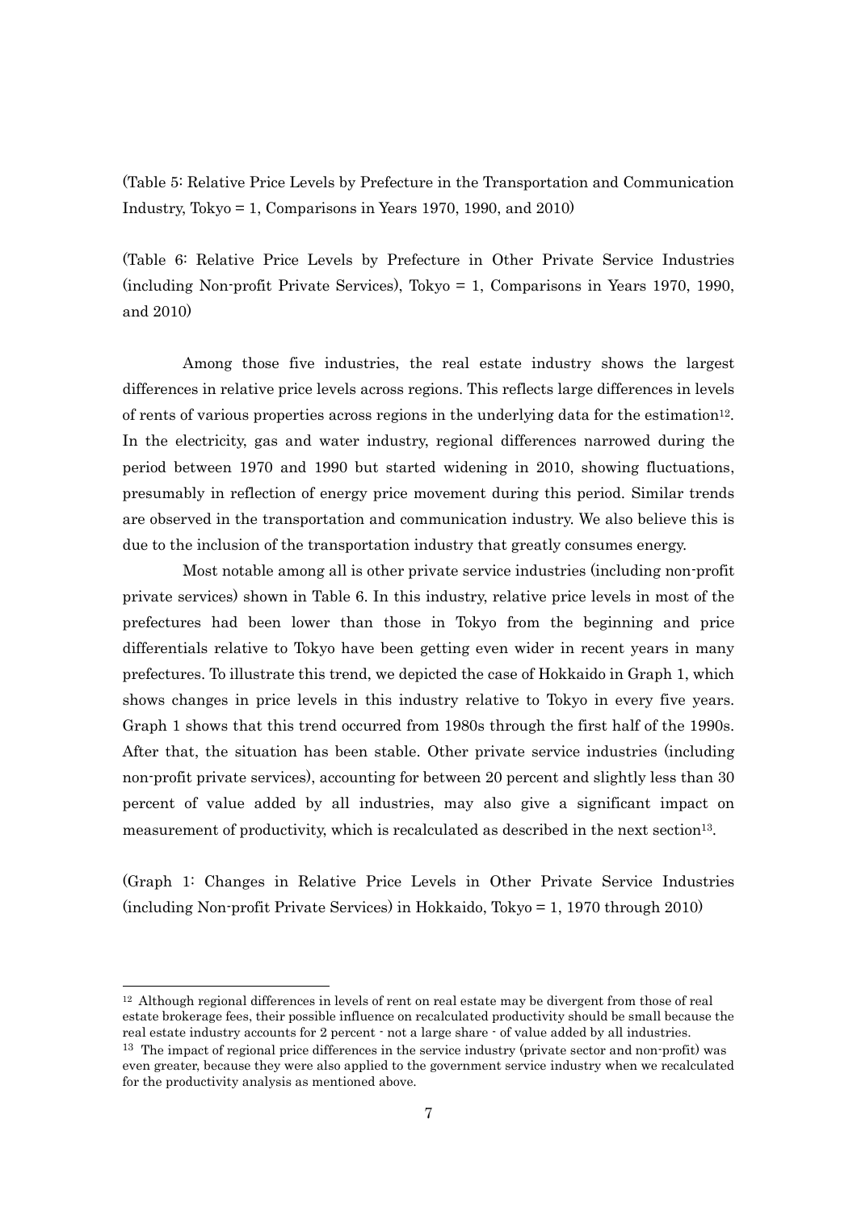(Table 5: Relative Price Levels by Prefecture in the Transportation and Communication Industry, Tokyo = 1, Comparisons in Years 1970, 1990, and 2010)

(Table 6: Relative Price Levels by Prefecture in Other Private Service Industries (including Non-profit Private Services), Tokyo = 1, Comparisons in Years 1970, 1990, and 2010)

Among those five industries, the real estate industry shows the largest differences in relative price levels across regions. This reflects large differences in levels of rents of various properties across regions in the underlying data for the estimation[12]. In the electricity, gas and water industry, regional differences narrowed during the period between 1970 and 1990 but started widening in 2010, showing fluctuations, presumably in reflection of energy price movement during this period. Similar trends are observed in the transportation and communication industry. We also believe this is due to the inclusion of the transportation industry that greatly consumes energy.

Most notable among all is other private service industries (including non-profit private services) shown in Table 6. In this industry, relative price levels in most of the prefectures had been lower than those in Tokyo from the beginning and price differentials relative to Tokyo have been getting even wider in recent years in many prefectures. To illustrate this trend, we depicted the case of Hokkaido in Graph 1, which shows changes in price levels in this industry relative to Tokyo in every five years. Graph 1 shows that this trend occurred from 1980s through the first half of the 1990s. After that, the situation has been stable. Other private service industries (including non-profit private services), accounting for between 20 percent and slightly less than 30 percent of value added by all industries, may also give a significant impact on measurement of productivity, which is recalculated as described in the next section[13].

(Graph 1: Changes in Relative Price Levels in Other Private Service Industries (including Non-profit Private Services) in Hokkaido, Tokyo = 1, 1970 through 2010)

---

[12] Although regional differences in levels of rent on real estate may be divergent from those of real estate brokerage fees, their possible influence on recalculated productivity should be small because the real estate industry accounts for 2 percent - not a large share - of value added by all industries.

[13] The impact of regional price differences in the service industry (private sector and non-profit) was even greater, because they were also applied to the government service industry when we recalculated for the productivity analysis as mentioned above.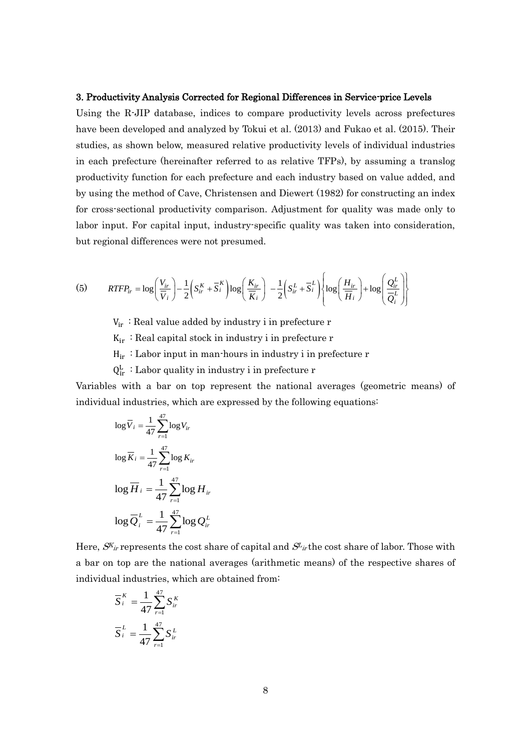### 3. Productivity Analysis Corrected for Regional Differences in Service-price Levels

Using the R-JIP database, indices to compare productivity levels across prefectures have been developed and analyzed by Tokui et al. (2013) and Fukao et al. (2015). Their studies, as shown below, measured relative productivity levels of individual industries in each prefecture (hereinafter referred to as relative TFPs), by assuming a translog productivity function for each prefecture and each industry based on value added, and by using the method of Cave, Christensen and Diewert (1982) for constructing an index for cross-sectional productivity comparison. Adjustment for quality was made only to labor input. For capital input, industry-specific quality was taken into consideration, but regional differences were not presumed.

(5) $$RTFP_{ir} = \log\left(\frac{V_{ir}}{\overline{V}_i}\right) - \frac{1}{2}\left(S_{ir}^K + \overline{S}_i^K\right)\log\left(\frac{K_{ir}}{\overline{K}_i}\right) - \frac{1}{2}\left(S_{ir}^L + \overline{S}_i^L\right)\left\{\log\left(\frac{H_{ir}}{\overline{H}_i}\right) + \log\left(\frac{Q_{ir}^L}{\overline{Q}_i^L}\right)\right\}$$

$V_{ir}$ : Real value added by industry i in prefecture r

$K_{ir}$ : Real capital stock in industry i in prefecture r

$H_{ir}$ : Labor input in man-hours in industry i in prefecture r

$Q_{ir}^L$ : Labor quality in industry i in prefecture r

Variables with a bar on top represent the national averages (geometric means) of individual industries, which are expressed by the following equations:

$$\log\overline{V}_i = \frac{1}{47}\sum_{r=1}^{47}\log V_{ir}$$

$$\log\overline{K}_i = \frac{1}{47}\sum_{r=1}^{47}\log K_{ir}$$

$$\log\overline{H}_i = \frac{1}{47}\sum_{r=1}^{47}\log H_{ir}$$

$$\log\overline{Q}_i^L = \frac{1}{47}\sum_{r=1}^{47}\log Q_{ir}^L$$

Here, $S^K_{ir}$ represents the cost share of capital and $S^L_{ir}$ the cost share of labor. Those with a bar on top are the national averages (arithmetic means) of the respective shares of individual industries, which are obtained from:

$$\overline{S}_i^K = \frac{1}{47}\sum_{r=1}^{47}S_{ir}^K$$

$$\overline{S}_i^L = \frac{1}{47}\sum_{r=1}^{47}S_{ir}^L$$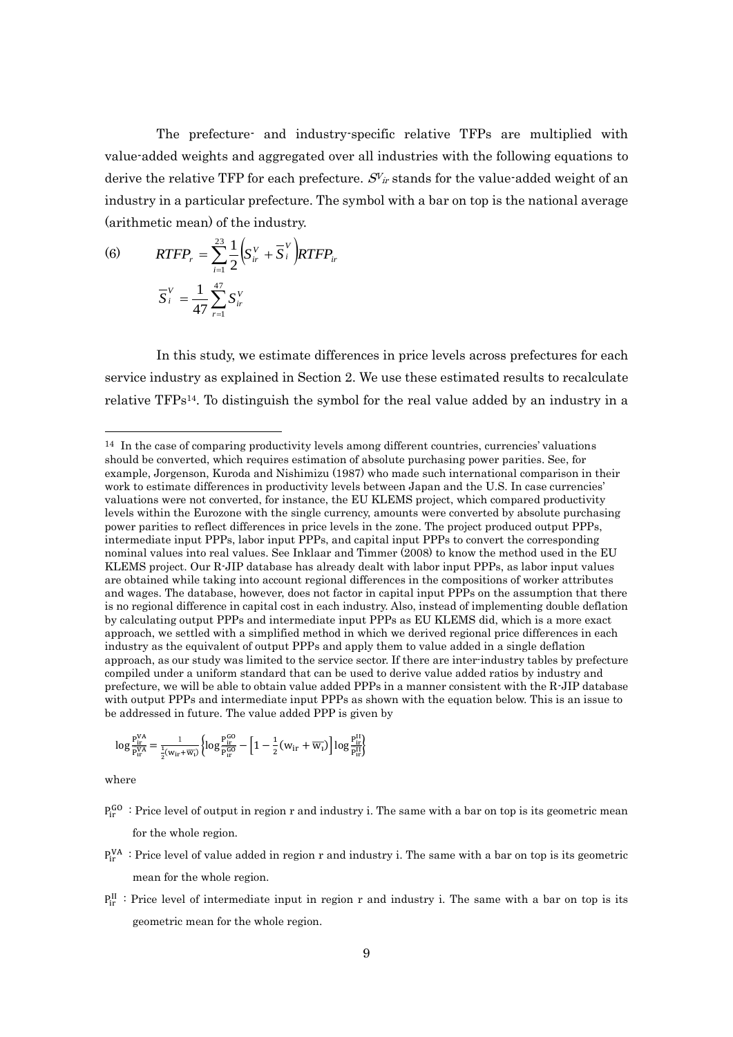The prefecture- and industry-specific relative TFPs are multiplied with value-added weights and aggregated over all industries with the following equations to derive the relative TFP for each prefecture. $S^V_{ir}$ stands for the value-added weight of an industry in a particular prefecture. The symbol with a bar on top is the national average (arithmetic mean) of the industry.

$$(6) \qquad RTFP_r = \sum_{i=1}^{23} \frac{1}{2}\left(S^V_{ir} + \overline{S}^V_i\right) RTFP_{ir}$$

$$\overline{S}^V_i = \frac{1}{47}\sum_{r=1}^{47} S^V_{ir}$$

In this study, we estimate differences in price levels across prefectures for each service industry as explained in Section 2. We use these estimated results to recalculate relative TFPs[14]. To distinguish the symbol for the real value added by an industry in a

---

[14] In the case of comparing productivity levels among different countries, currencies' valuations should be converted, which requires estimation of absolute purchasing power parities. See, for example, Jorgenson, Kuroda and Nishimizu (1987) who made such international comparison in their work to estimate differences in productivity levels between Japan and the U.S. In case currencies' valuations were not converted, for instance, the EU KLEMS project, which compared productivity levels within the Eurozone with the single currency, amounts were converted by absolute purchasing power parities to reflect differences in price levels in the zone. The project produced output PPPs, intermediate input PPPs, labor input PPPs, and capital input PPPs to convert the corresponding nominal values into real values. See Inklaar and Timmer (2008) to know the method used in the EU KLEMS project. Our R-JIP database has already dealt with labor input PPPs, as labor input values are obtained while taking into account regional differences in the compositions of worker attributes and wages. The database, however, does not factor in capital input PPPs on the assumption that there is no regional difference in capital cost in each industry. Also, instead of implementing double deflation by calculating output PPPs and intermediate input PPPs as EU KLEMS did, which is a more exact approach, we settled with a simplified method in which we derived regional price differences in each industry as the equivalent of output PPPs and apply them to value added in a single deflation approach, as our study was limited to the service sector. If there are inter-industry tables by prefecture compiled under a uniform standard that can be used to derive value added ratios by industry and prefecture, we will be able to obtain value added PPPs in a manner consistent with the R-JIP database with output PPPs and intermediate input PPPs as shown with the equation below. This is an issue to be addressed in future. The value added PPP is given by

$$\log\frac{P^{VA}_{ir}}{\overline{P^{VA}_{ir}}} = \frac{1}{\frac{1}{2}(w_{ir}+\overline{w_i})}\left\{\log\frac{P^{GO}_{ir}}{\overline{P^{GO}_{ir}}} - \left[1-\frac{1}{2}(w_{ir}+\overline{w_i})\right]\log\frac{P^{II}_{ir}}{\overline{P^{II}_{ir}}}\right\}$$

where

- $P^{GO}_{ir}$ : Price level of output in region r and industry i. The same with a bar on top is its geometric mean for the whole region.
- $P^{VA}_{ir}$ : Price level of value added in region r and industry i. The same with a bar on top is its geometric mean for the whole region.
- $P^{II}_{ir}$ : Price level of intermediate input in region r and industry i. The same with a bar on top is its geometric mean for the whole region.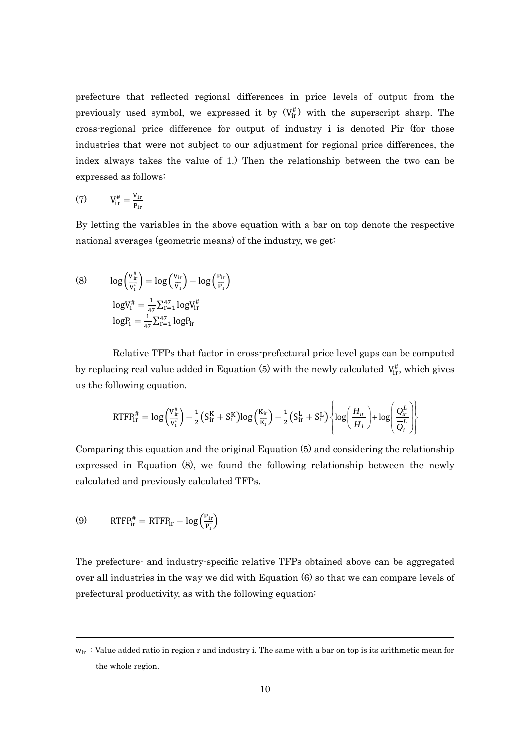prefecture that reflected regional differences in price levels of output from the previously used symbol, we expressed it by ($V_{ir}^{\#}$) with the superscript sharp. The cross-regional price difference for output of industry i is denoted Pir (for those industries that were not subject to our adjustment for regional price differences, the index always takes the value of 1.) Then the relationship between the two can be expressed as follows:

$$(7) \qquad V_{ir}^{\#} = \frac{V_{ir}}{P_{ir}}$$

By letting the variables in the above equation with a bar on top denote the respective national averages (geometric means) of the industry, we get:

$$(8) \qquad \log\left(\frac{V_{ir}^{\#}}{\overline{V_i^{\#}}}\right) = \log\left(\frac{V_{ir}}{\overline{V_i}}\right) - \log\left(\frac{P_{ir}}{\overline{P_i}}\right)$$

$$\log\overline{V_i^{\#}} = \frac{1}{47}\sum_{r=1}^{47}\log V_{ir}^{\#}$$

$$\log\overline{P_i} = \frac{1}{47}\sum_{r=1}^{47}\log P_{ir}$$

Relative TFPs that factor in cross-prefectural price level gaps can be computed by replacing real value added in Equation (5) with the newly calculated $V_{ir}^{\#}$, which gives us the following equation.

$$RTFP_{ir}^{\#} = \log\left(\frac{V_{ir}^{\#}}{\overline{V_i^{\#}}}\right) - \frac{1}{2}\left(S_{ir}^{K} + \overline{S_i^{K}}\right)\log\left(\frac{K_{ir}}{\overline{K_i}}\right) - \frac{1}{2}\left(S_{ir}^{L} + \overline{S_i^{L}}\right)\left\{\log\left(\frac{H_{ir}}{\overline{H_i}}\right) + \log\left(\frac{Q_{ir}^{L}}{\overline{Q_i^{L}}}\right)\right\}$$

Comparing this equation and the original Equation (5) and considering the relationship expressed in Equation (8), we found the following relationship between the newly calculated and previously calculated TFPs.

$$(9) \qquad RTFP_{ir}^{\#} = RTFP_{ir} - \log\left(\frac{P_{ir}}{\overline{P_i}}\right)$$

The prefecture- and industry-specific relative TFPs obtained above can be aggregated over all industries in the way we did with Equation (6) so that we can compare levels of prefectural productivity, as with the following equation:

---

$w_{ir}$ : Value added ratio in region r and industry i. The same with a bar on top is its arithmetic mean for the whole region.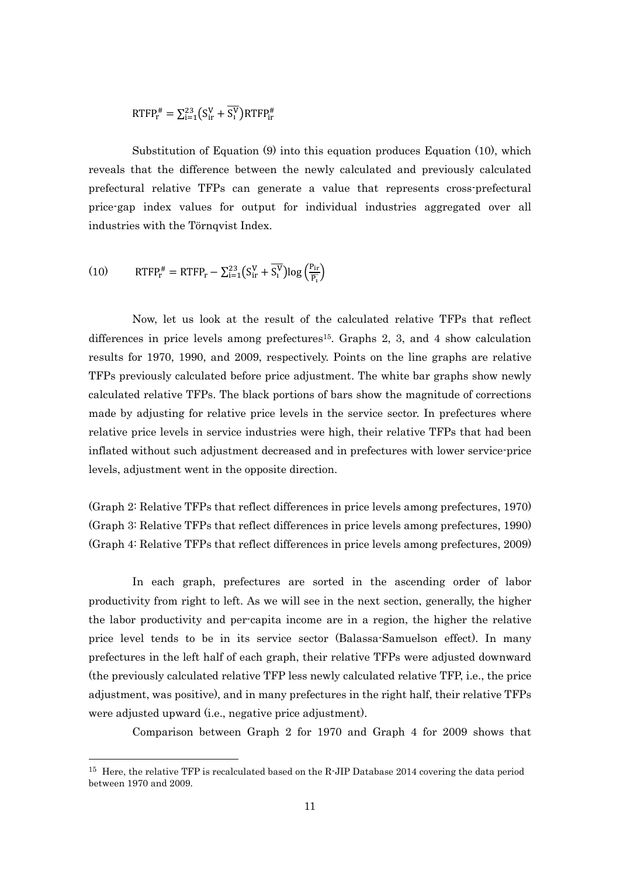$$\mathrm{RTFP}_r^{\#} = \sum_{i=1}^{23}\left(S_{ir}^{V} + \overline{S_i^{V}}\right)\mathrm{RTFP}_{ir}^{\#}$$

Substitution of Equation (9) into this equation produces Equation (10), which reveals that the difference between the newly calculated and previously calculated prefectural relative TFPs can generate a value that represents cross-prefectural price-gap index values for output for individual industries aggregated over all industries with the Törnqvist Index.

$$(10) \qquad \mathrm{RTFP}_r^{\#} = \mathrm{RTFP}_r - \sum_{i=1}^{23}\left(S_{ir}^{V} + \overline{S_i^{V}}\right)\log\left(\frac{P_{ir}}{\overline{P_i}}\right)$$

Now, let us look at the result of the calculated relative TFPs that reflect differences in price levels among prefectures[15]. Graphs 2, 3, and 4 show calculation results for 1970, 1990, and 2009, respectively. Points on the line graphs are relative TFPs previously calculated before price adjustment. The white bar graphs show newly calculated relative TFPs. The black portions of bars show the magnitude of corrections made by adjusting for relative price levels in the service sector. In prefectures where relative price levels in service industries were high, their relative TFPs that had been inflated without such adjustment decreased and in prefectures with lower service-price levels, adjustment went in the opposite direction.

(Graph 2: Relative TFPs that reflect differences in price levels among prefectures, 1970)
(Graph 3: Relative TFPs that reflect differences in price levels among prefectures, 1990)
(Graph 4: Relative TFPs that reflect differences in price levels among prefectures, 2009)

In each graph, prefectures are sorted in the ascending order of labor productivity from right to left. As we will see in the next section, generally, the higher the labor productivity and per-capita income are in a region, the higher the relative price level tends to be in its service sector (Balassa-Samuelson effect). In many prefectures in the left half of each graph, their relative TFPs were adjusted downward (the previously calculated relative TFP less newly calculated relative TFP, i.e., the price adjustment, was positive), and in many prefectures in the right half, their relative TFPs were adjusted upward (i.e., negative price adjustment).

Comparison between Graph 2 for 1970 and Graph 4 for 2009 shows that

[15] Here, the relative TFP is recalculated based on the R-JIP Database 2014 covering the data period between 1970 and 2009.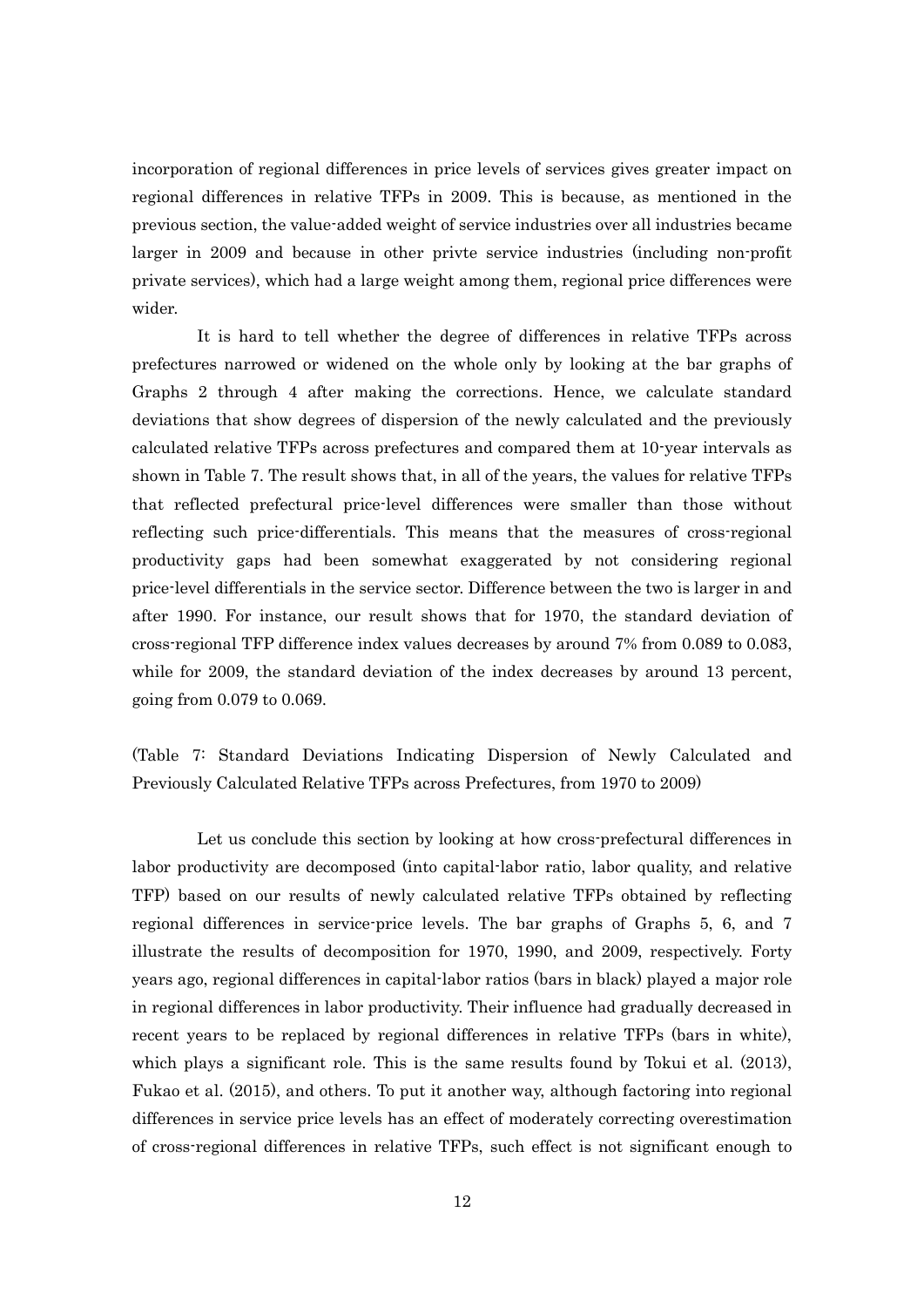incorporation of regional differences in price levels of services gives greater impact on regional differences in relative TFPs in 2009. This is because, as mentioned in the previous section, the value-added weight of service industries over all industries became larger in 2009 and because in other privte service industries (including non-profit private services), which had a large weight among them, regional price differences were wider.

It is hard to tell whether the degree of differences in relative TFPs across prefectures narrowed or widened on the whole only by looking at the bar graphs of Graphs 2 through 4 after making the corrections. Hence, we calculate standard deviations that show degrees of dispersion of the newly calculated and the previously calculated relative TFPs across prefectures and compared them at 10-year intervals as shown in Table 7. The result shows that, in all of the years, the values for relative TFPs that reflected prefectural price-level differences were smaller than those without reflecting such price-differentials. This means that the measures of cross-regional productivity gaps had been somewhat exaggerated by not considering regional price-level differentials in the service sector. Difference between the two is larger in and after 1990. For instance, our result shows that for 1970, the standard deviation of cross-regional TFP difference index values decreases by around 7% from 0.089 to 0.083, while for 2009, the standard deviation of the index decreases by around 13 percent, going from 0.079 to 0.069.

(Table 7: Standard Deviations Indicating Dispersion of Newly Calculated and Previously Calculated Relative TFPs across Prefectures, from 1970 to 2009)

Let us conclude this section by looking at how cross-prefectural differences in labor productivity are decomposed (into capital-labor ratio, labor quality, and relative TFP) based on our results of newly calculated relative TFPs obtained by reflecting regional differences in service-price levels. The bar graphs of Graphs 5, 6, and 7 illustrate the results of decomposition for 1970, 1990, and 2009, respectively. Forty years ago, regional differences in capital-labor ratios (bars in black) played a major role in regional differences in labor productivity. Their influence had gradually decreased in recent years to be replaced by regional differences in relative TFPs (bars in white), which plays a significant role. This is the same results found by Tokui et al. (2013), Fukao et al. (2015), and others. To put it another way, although factoring into regional differences in service price levels has an effect of moderately correcting overestimation of cross-regional differences in relative TFPs, such effect is not significant enough to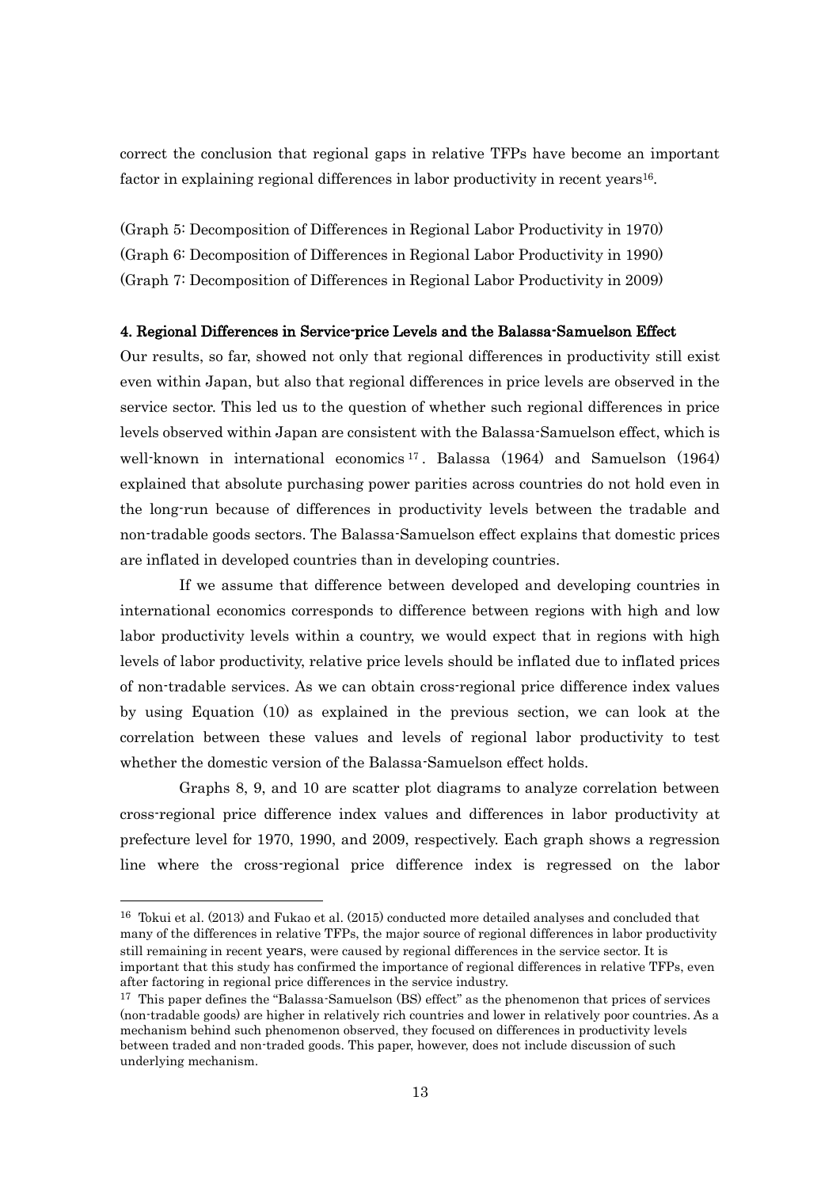correct the conclusion that regional gaps in relative TFPs have become an important factor in explaining regional differences in labor productivity in recent years[16].

(Graph 5: Decomposition of Differences in Regional Labor Productivity in 1970)

(Graph 6: Decomposition of Differences in Regional Labor Productivity in 1990)

(Graph 7: Decomposition of Differences in Regional Labor Productivity in 2009)

### 4. Regional Differences in Service-price Levels and the Balassa-Samuelson Effect

Our results, so far, showed not only that regional differences in productivity still exist even within Japan, but also that regional differences in price levels are observed in the service sector. This led us to the question of whether such regional differences in price levels observed within Japan are consistent with the Balassa-Samuelson effect, which is well-known in international economics[17]. Balassa (1964) and Samuelson (1964) explained that absolute purchasing power parities across countries do not hold even in the long-run because of differences in productivity levels between the tradable and non-tradable goods sectors. The Balassa-Samuelson effect explains that domestic prices are inflated in developed countries than in developing countries.

If we assume that difference between developed and developing countries in international economics corresponds to difference between regions with high and low labor productivity levels within a country, we would expect that in regions with high levels of labor productivity, relative price levels should be inflated due to inflated prices of non-tradable services. As we can obtain cross-regional price difference index values by using Equation (10) as explained in the previous section, we can look at the correlation between these values and levels of regional labor productivity to test whether the domestic version of the Balassa-Samuelson effect holds.

Graphs 8, 9, and 10 are scatter plot diagrams to analyze correlation between cross-regional price difference index values and differences in labor productivity at prefecture level for 1970, 1990, and 2009, respectively. Each graph shows a regression line where the cross-regional price difference index is regressed on the labor

---

[16] Tokui et al. (2013) and Fukao et al. (2015) conducted more detailed analyses and concluded that many of the differences in relative TFPs, the major source of regional differences in labor productivity still remaining in recent years, were caused by regional differences in the service sector. It is important that this study has confirmed the importance of regional differences in relative TFPs, even after factoring in regional price differences in the service industry.

[17] This paper defines the "Balassa-Samuelson (BS) effect" as the phenomenon that prices of services (non-tradable goods) are higher in relatively rich countries and lower in relatively poor countries. As a mechanism behind such phenomenon observed, they focused on differences in productivity levels between traded and non-traded goods. This paper, however, does not include discussion of such underlying mechanism.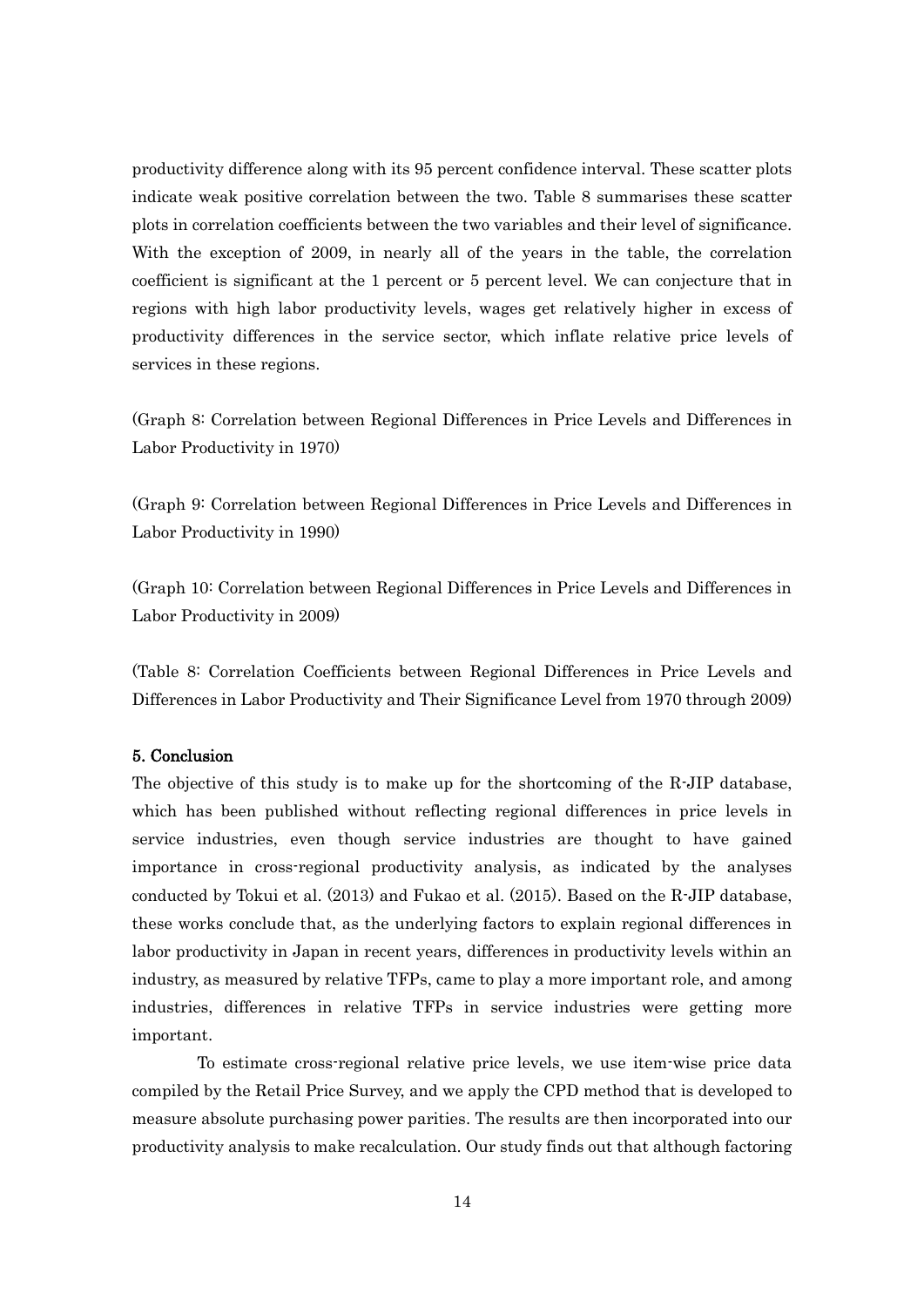productivity difference along with its 95 percent confidence interval. These scatter plots indicate weak positive correlation between the two. Table 8 summarises these scatter plots in correlation coefficients between the two variables and their level of significance. With the exception of 2009, in nearly all of the years in the table, the correlation coefficient is significant at the 1 percent or 5 percent level. We can conjecture that in regions with high labor productivity levels, wages get relatively higher in excess of productivity differences in the service sector, which inflate relative price levels of services in these regions.

(Graph 8: Correlation between Regional Differences in Price Levels and Differences in Labor Productivity in 1970)

(Graph 9: Correlation between Regional Differences in Price Levels and Differences in Labor Productivity in 1990)

(Graph 10: Correlation between Regional Differences in Price Levels and Differences in Labor Productivity in 2009)

(Table 8: Correlation Coefficients between Regional Differences in Price Levels and Differences in Labor Productivity and Their Significance Level from 1970 through 2009)

## 5. Conclusion

The objective of this study is to make up for the shortcoming of the R-JIP database, which has been published without reflecting regional differences in price levels in service industries, even though service industries are thought to have gained importance in cross-regional productivity analysis, as indicated by the analyses conducted by Tokui et al. (2013) and Fukao et al. (2015). Based on the R-JIP database, these works conclude that, as the underlying factors to explain regional differences in labor productivity in Japan in recent years, differences in productivity levels within an industry, as measured by relative TFPs, came to play a more important role, and among industries, differences in relative TFPs in service industries were getting more important.

To estimate cross-regional relative price levels, we use item-wise price data compiled by the Retail Price Survey, and we apply the CPD method that is developed to measure absolute purchasing power parities. The results are then incorporated into our productivity analysis to make recalculation. Our study finds out that although factoring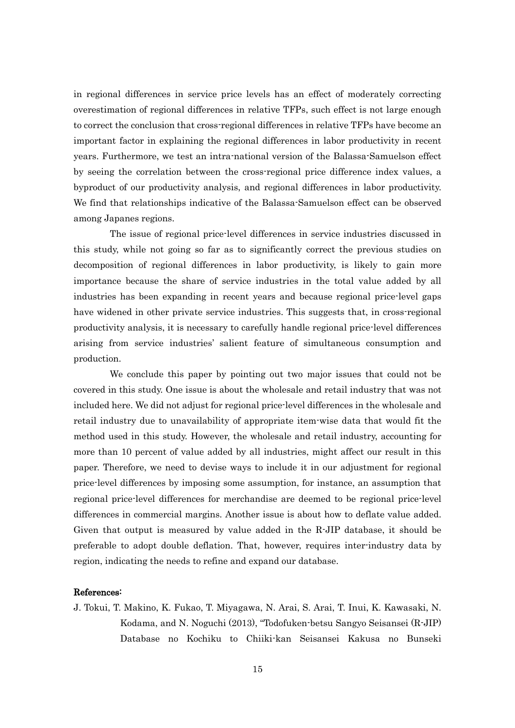in regional differences in service price levels has an effect of moderately correcting overestimation of regional differences in relative TFPs, such effect is not large enough to correct the conclusion that cross-regional differences in relative TFPs have become an important factor in explaining the regional differences in labor productivity in recent years. Furthermore, we test an intra-national version of the Balassa-Samuelson effect by seeing the correlation between the cross-regional price difference index values, a byproduct of our productivity analysis, and regional differences in labor productivity. We find that relationships indicative of the Balassa-Samuelson effect can be observed among Japanes regions.

The issue of regional price-level differences in service industries discussed in this study, while not going so far as to significantly correct the previous studies on decomposition of regional differences in labor productivity, is likely to gain more importance because the share of service industries in the total value added by all industries has been expanding in recent years and because regional price-level gaps have widened in other private service industries. This suggests that, in cross-regional productivity analysis, it is necessary to carefully handle regional price-level differences arising from service industries' salient feature of simultaneous consumption and production.

We conclude this paper by pointing out two major issues that could not be covered in this study. One issue is about the wholesale and retail industry that was not included here. We did not adjust for regional price-level differences in the wholesale and retail industry due to unavailability of appropriate item-wise data that would fit the method used in this study. However, the wholesale and retail industry, accounting for more than 10 percent of value added by all industries, might affect our result in this paper. Therefore, we need to devise ways to include it in our adjustment for regional price-level differences by imposing some assumption, for instance, an assumption that regional price-level differences for merchandise are deemed to be regional price-level differences in commercial margins. Another issue is about how to deflate value added. Given that output is measured by value added in the R-JIP database, it should be preferable to adopt double deflation. That, however, requires inter-industry data by region, indicating the needs to refine and expand our database.

**References:**

J. Tokui, T. Makino, K. Fukao, T. Miyagawa, N. Arai, S. Arai, T. Inui, K. Kawasaki, N. Kodama, and N. Noguchi (2013), "Todofuken-betsu Sangyo Seisansei (R-JIP) Database no Kochiku to Chiiki-kan Seisansei Kakusa no Bunseki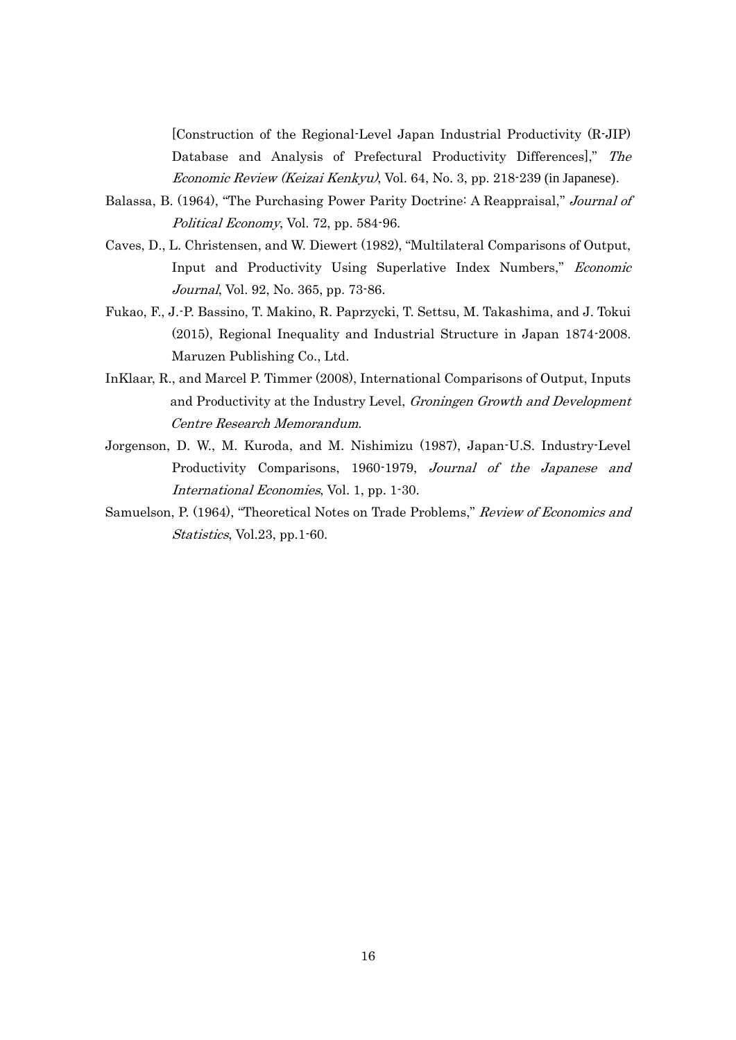[Construction of the Regional-Level Japan Industrial Productivity (R-JIP) Database and Analysis of Prefectural Productivity Differences]," *The Economic Review (Keizai Kenkyu)*, Vol. 64, No. 3, pp. 218-239 (in Japanese).

Balassa, B. (1964), "The Purchasing Power Parity Doctrine: A Reappraisal," *Journal of Political Economy*, Vol. 72, pp. 584-96.

Caves, D., L. Christensen, and W. Diewert (1982), "Multilateral Comparisons of Output, Input and Productivity Using Superlative Index Numbers," *Economic Journal*, Vol. 92, No. 365, pp. 73-86.

Fukao, F., J.-P. Bassino, T. Makino, R. Paprzycki, T. Settsu, M. Takashima, and J. Tokui (2015), Regional Inequality and Industrial Structure in Japan 1874-2008. Maruzen Publishing Co., Ltd.

InKlaar, R., and Marcel P. Timmer (2008), International Comparisons of Output, Inputs and Productivity at the Industry Level, *Groningen Growth and Development Centre Research Memorandum*.

Jorgenson, D. W., M. Kuroda, and M. Nishimizu (1987), Japan-U.S. Industry-Level Productivity Comparisons, 1960-1979, *Journal of the Japanese and International Economies*, Vol. 1, pp. 1-30.

Samuelson, P. (1964), "Theoretical Notes on Trade Problems," *Review of Economics and Statistics*, Vol.23, pp.1-60.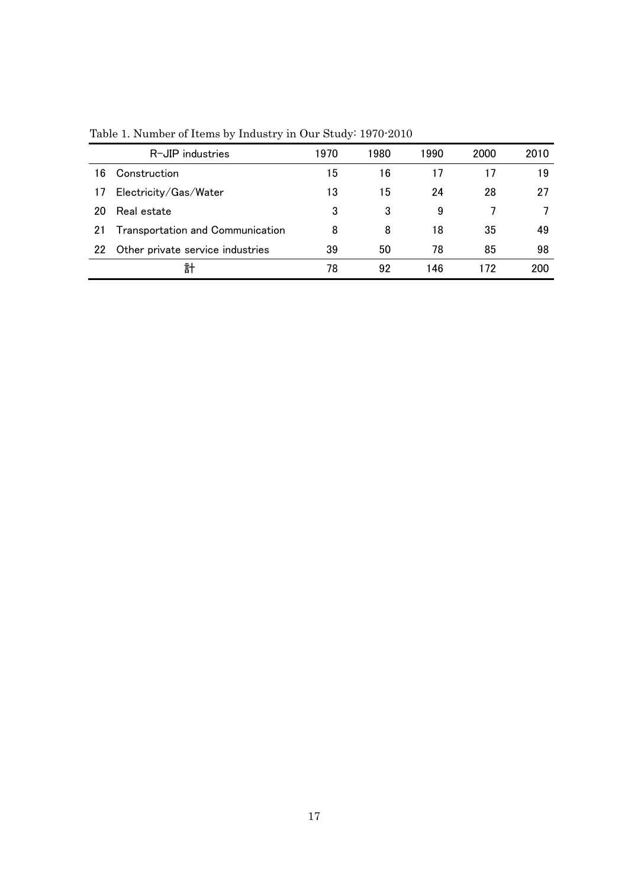Table 1. Number of Items by Industry in Our Study: 1970-2010

| | R-JIP industries | 1970 | 1980 | 1990 | 2000 | 2010 |
|---|---|---|---|---|---|---|
| 16 | Construction | 15 | 16 | 17 | 17 | 19 |
| 17 | Electricity/Gas/Water | 13 | 15 | 24 | 28 | 27 |
| 20 | Real estate | 3 | 3 | 9 | 7 | 7 |
| 21 | Transportation and Communication | 8 | 8 | 18 | 35 | 49 |
| 22 | Other private service industries | 39 | 50 | 78 | 85 | 98 |
| | 計 | 78 | 92 | 146 | 172 | 200 |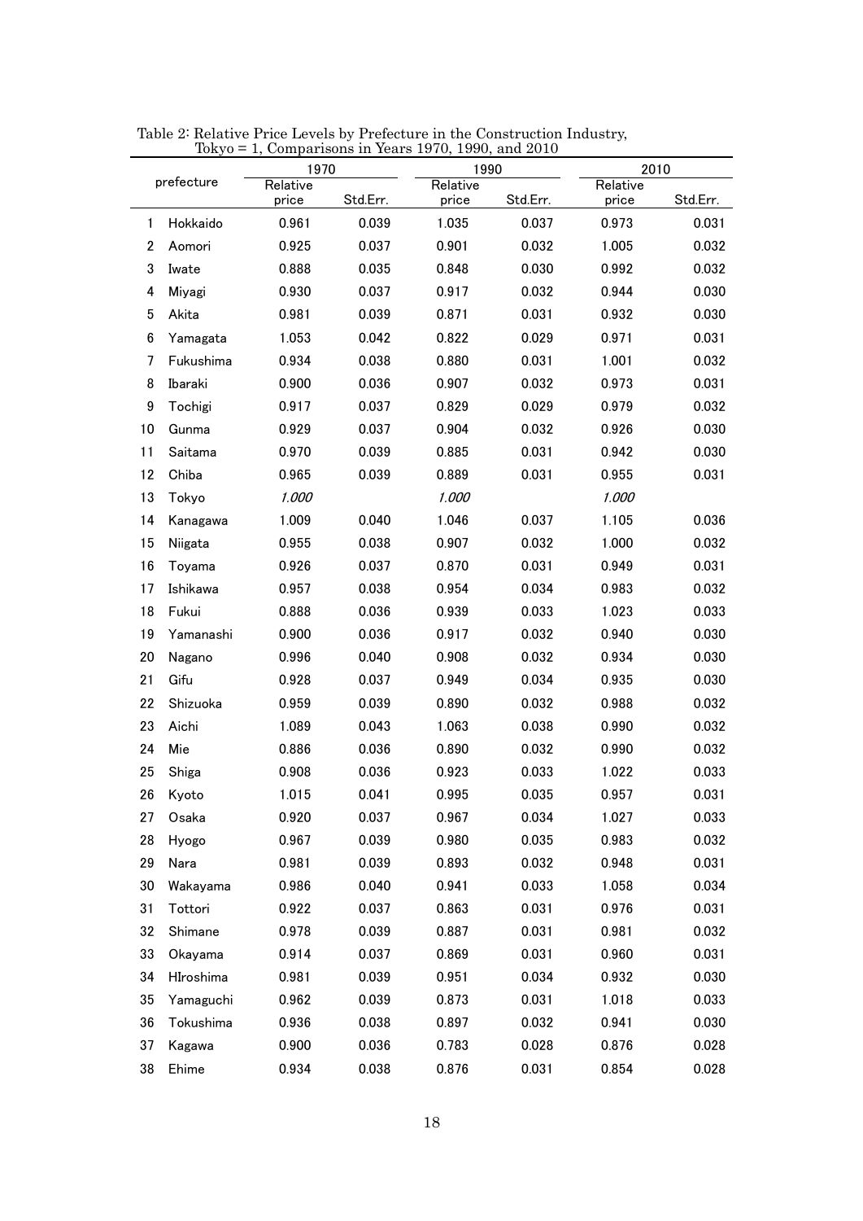Table 2: Relative Price Levels by Prefecture in the Construction Industry, Tokyo = 1, Comparisons in Years 1970, 1990, and 2010

| | prefecture | 1970 | | 1990 | | 2010 | |
|---|---|---|---|---|---|---|---|
| | | Relative price | Std.Err. | Relative price | Std.Err. | Relative price | Std.Err. |
| 1 | Hokkaido | 0.961 | 0.039 | 1.035 | 0.037 | 0.973 | 0.031 |
| 2 | Aomori | 0.925 | 0.037 | 0.901 | 0.032 | 1.005 | 0.032 |
| 3 | Iwate | 0.888 | 0.035 | 0.848 | 0.030 | 0.992 | 0.032 |
| 4 | Miyagi | 0.930 | 0.037 | 0.917 | 0.032 | 0.944 | 0.030 |
| 5 | Akita | 0.981 | 0.039 | 0.871 | 0.031 | 0.932 | 0.030 |
| 6 | Yamagata | 1.053 | 0.042 | 0.822 | 0.029 | 0.971 | 0.031 |
| 7 | Fukushima | 0.934 | 0.038 | 0.880 | 0.031 | 1.001 | 0.032 |
| 8 | Ibaraki | 0.900 | 0.036 | 0.907 | 0.032 | 0.973 | 0.031 |
| 9 | Tochigi | 0.917 | 0.037 | 0.829 | 0.029 | 0.979 | 0.032 |
| 10 | Gunma | 0.929 | 0.037 | 0.904 | 0.032 | 0.926 | 0.030 |
| 11 | Saitama | 0.970 | 0.039 | 0.885 | 0.031 | 0.942 | 0.030 |
| 12 | Chiba | 0.965 | 0.039 | 0.889 | 0.031 | 0.955 | 0.031 |
| 13 | Tokyo | *1.000* | | *1.000* | | *1.000* | |
| 14 | Kanagawa | 1.009 | 0.040 | 1.046 | 0.037 | 1.105 | 0.036 |
| 15 | Niigata | 0.955 | 0.038 | 0.907 | 0.032 | 1.000 | 0.032 |
| 16 | Toyama | 0.926 | 0.037 | 0.870 | 0.031 | 0.949 | 0.031 |
| 17 | Ishikawa | 0.957 | 0.038 | 0.954 | 0.034 | 0.983 | 0.032 |
| 18 | Fukui | 0.888 | 0.036 | 0.939 | 0.033 | 1.023 | 0.033 |
| 19 | Yamanashi | 0.900 | 0.036 | 0.917 | 0.032 | 0.940 | 0.030 |
| 20 | Nagano | 0.996 | 0.040 | 0.908 | 0.032 | 0.934 | 0.030 |
| 21 | Gifu | 0.928 | 0.037 | 0.949 | 0.034 | 0.935 | 0.030 |
| 22 | Shizuoka | 0.959 | 0.039 | 0.890 | 0.032 | 0.988 | 0.032 |
| 23 | Aichi | 1.089 | 0.043 | 1.063 | 0.038 | 0.990 | 0.032 |
| 24 | Mie | 0.886 | 0.036 | 0.890 | 0.032 | 0.990 | 0.032 |
| 25 | Shiga | 0.908 | 0.036 | 0.923 | 0.033 | 1.022 | 0.033 |
| 26 | Kyoto | 1.015 | 0.041 | 0.995 | 0.035 | 0.957 | 0.031 |
| 27 | Osaka | 0.920 | 0.037 | 0.967 | 0.034 | 1.027 | 0.033 |
| 28 | Hyogo | 0.967 | 0.039 | 0.980 | 0.035 | 0.983 | 0.032 |
| 29 | Nara | 0.981 | 0.039 | 0.893 | 0.032 | 0.948 | 0.031 |
| 30 | Wakayama | 0.986 | 0.040 | 0.941 | 0.033 | 1.058 | 0.034 |
| 31 | Tottori | 0.922 | 0.037 | 0.863 | 0.031 | 0.976 | 0.031 |
| 32 | Shimane | 0.978 | 0.039 | 0.887 | 0.031 | 0.981 | 0.032 |
| 33 | Okayama | 0.914 | 0.037 | 0.869 | 0.031 | 0.960 | 0.031 |
| 34 | HIroshima | 0.981 | 0.039 | 0.951 | 0.034 | 0.932 | 0.030 |
| 35 | Yamaguchi | 0.962 | 0.039 | 0.873 | 0.031 | 1.018 | 0.033 |
| 36 | Tokushima | 0.936 | 0.038 | 0.897 | 0.032 | 0.941 | 0.030 |
| 37 | Kagawa | 0.900 | 0.036 | 0.783 | 0.028 | 0.876 | 0.028 |
| 38 | Ehime | 0.934 | 0.038 | 0.876 | 0.031 | 0.854 | 0.028 |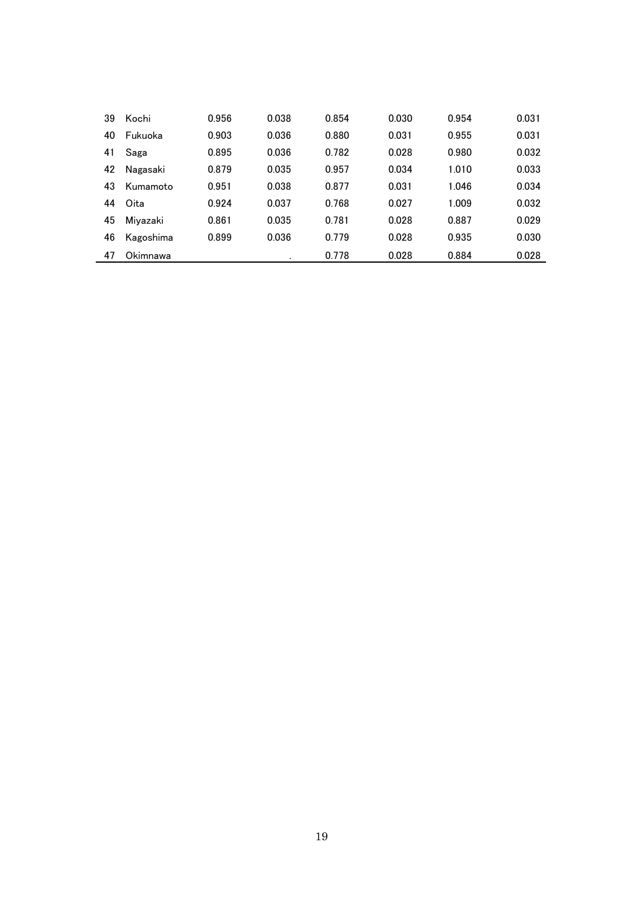| | | | | | | | |
|---|---|---|---|---|---|---|---|
| 39 | Kochi | 0.956 | 0.038 | 0.854 | 0.030 | 0.954 | 0.031 |
| 40 | Fukuoka | 0.903 | 0.036 | 0.880 | 0.031 | 0.955 | 0.031 |
| 41 | Saga | 0.895 | 0.036 | 0.782 | 0.028 | 0.980 | 0.032 |
| 42 | Nagasaki | 0.879 | 0.035 | 0.957 | 0.034 | 1.010 | 0.033 |
| 43 | Kumamoto | 0.951 | 0.038 | 0.877 | 0.031 | 1.046 | 0.034 |
| 44 | Oita | 0.924 | 0.037 | 0.768 | 0.027 | 1.009 | 0.032 |
| 45 | Miyazaki | 0.861 | 0.035 | 0.781 | 0.028 | 0.887 | 0.029 |
| 46 | Kagoshima | 0.899 | 0.036 | 0.779 | 0.028 | 0.935 | 0.030 |
| 47 | Okimnawa | | . | 0.778 | 0.028 | 0.884 | 0.028 |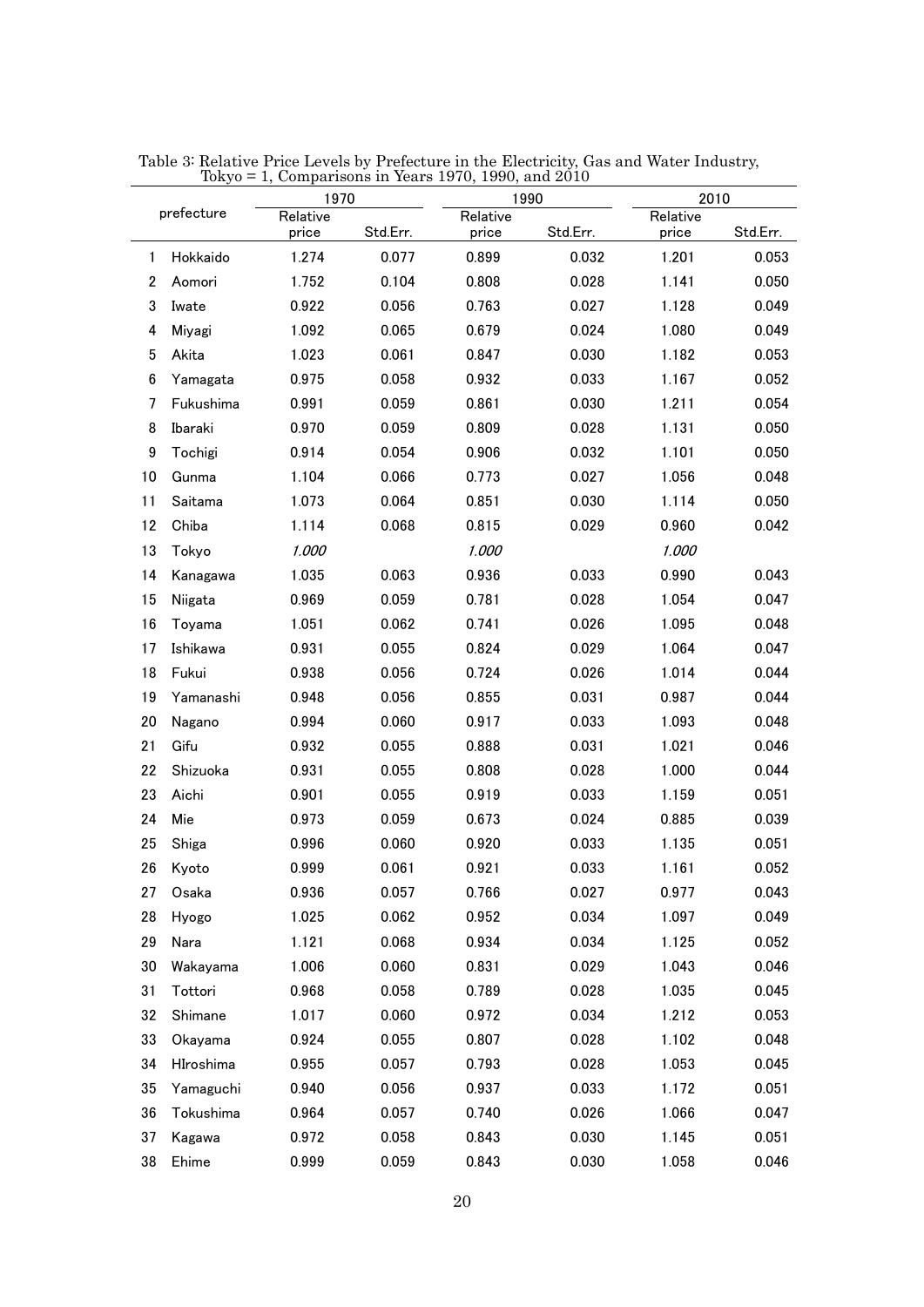Table 3: Relative Price Levels by Prefecture in the Electricity, Gas and Water Industry, Tokyo = 1, Comparisons in Years 1970, 1990, and 2010

| | prefecture | 1970 | | 1990 | | 2010 | |
|---|---|---|---|---|---|---|---|
| | | Relative price | Std.Err. | Relative price | Std.Err. | Relative price | Std.Err. |
| 1 | Hokkaido | 1.274 | 0.077 | 0.899 | 0.032 | 1.201 | 0.053 |
| 2 | Aomori | 1.752 | 0.104 | 0.808 | 0.028 | 1.141 | 0.050 |
| 3 | Iwate | 0.922 | 0.056 | 0.763 | 0.027 | 1.128 | 0.049 |
| 4 | Miyagi | 1.092 | 0.065 | 0.679 | 0.024 | 1.080 | 0.049 |
| 5 | Akita | 1.023 | 0.061 | 0.847 | 0.030 | 1.182 | 0.053 |
| 6 | Yamagata | 0.975 | 0.058 | 0.932 | 0.033 | 1.167 | 0.052 |
| 7 | Fukushima | 0.991 | 0.059 | 0.861 | 0.030 | 1.211 | 0.054 |
| 8 | Ibaraki | 0.970 | 0.059 | 0.809 | 0.028 | 1.131 | 0.050 |
| 9 | Tochigi | 0.914 | 0.054 | 0.906 | 0.032 | 1.101 | 0.050 |
| 10 | Gunma | 1.104 | 0.066 | 0.773 | 0.027 | 1.056 | 0.048 |
| 11 | Saitama | 1.073 | 0.064 | 0.851 | 0.030 | 1.114 | 0.050 |
| 12 | Chiba | 1.114 | 0.068 | 0.815 | 0.029 | 0.960 | 0.042 |
| 13 | Tokyo | *1.000* | | *1.000* | | *1.000* | |
| 14 | Kanagawa | 1.035 | 0.063 | 0.936 | 0.033 | 0.990 | 0.043 |
| 15 | Niigata | 0.969 | 0.059 | 0.781 | 0.028 | 1.054 | 0.047 |
| 16 | Toyama | 1.051 | 0.062 | 0.741 | 0.026 | 1.095 | 0.048 |
| 17 | Ishikawa | 0.931 | 0.055 | 0.824 | 0.029 | 1.064 | 0.047 |
| 18 | Fukui | 0.938 | 0.056 | 0.724 | 0.026 | 1.014 | 0.044 |
| 19 | Yamanashi | 0.948 | 0.056 | 0.855 | 0.031 | 0.987 | 0.044 |
| 20 | Nagano | 0.994 | 0.060 | 0.917 | 0.033 | 1.093 | 0.048 |
| 21 | Gifu | 0.932 | 0.055 | 0.888 | 0.031 | 1.021 | 0.046 |
| 22 | Shizuoka | 0.931 | 0.055 | 0.808 | 0.028 | 1.000 | 0.044 |
| 23 | Aichi | 0.901 | 0.055 | 0.919 | 0.033 | 1.159 | 0.051 |
| 24 | Mie | 0.973 | 0.059 | 0.673 | 0.024 | 0.885 | 0.039 |
| 25 | Shiga | 0.996 | 0.060 | 0.920 | 0.033 | 1.135 | 0.051 |
| 26 | Kyoto | 0.999 | 0.061 | 0.921 | 0.033 | 1.161 | 0.052 |
| 27 | Osaka | 0.936 | 0.057 | 0.766 | 0.027 | 0.977 | 0.043 |
| 28 | Hyogo | 1.025 | 0.062 | 0.952 | 0.034 | 1.097 | 0.049 |
| 29 | Nara | 1.121 | 0.068 | 0.934 | 0.034 | 1.125 | 0.052 |
| 30 | Wakayama | 1.006 | 0.060 | 0.831 | 0.029 | 1.043 | 0.046 |
| 31 | Tottori | 0.968 | 0.058 | 0.789 | 0.028 | 1.035 | 0.045 |
| 32 | Shimane | 1.017 | 0.060 | 0.972 | 0.034 | 1.212 | 0.053 |
| 33 | Okayama | 0.924 | 0.055 | 0.807 | 0.028 | 1.102 | 0.048 |
| 34 | HIroshima | 0.955 | 0.057 | 0.793 | 0.028 | 1.053 | 0.045 |
| 35 | Yamaguchi | 0.940 | 0.056 | 0.937 | 0.033 | 1.172 | 0.051 |
| 36 | Tokushima | 0.964 | 0.057 | 0.740 | 0.026 | 1.066 | 0.047 |
| 37 | Kagawa | 0.972 | 0.058 | 0.843 | 0.030 | 1.145 | 0.051 |
| 38 | Ehime | 0.999 | 0.059 | 0.843 | 0.030 | 1.058 | 0.046 |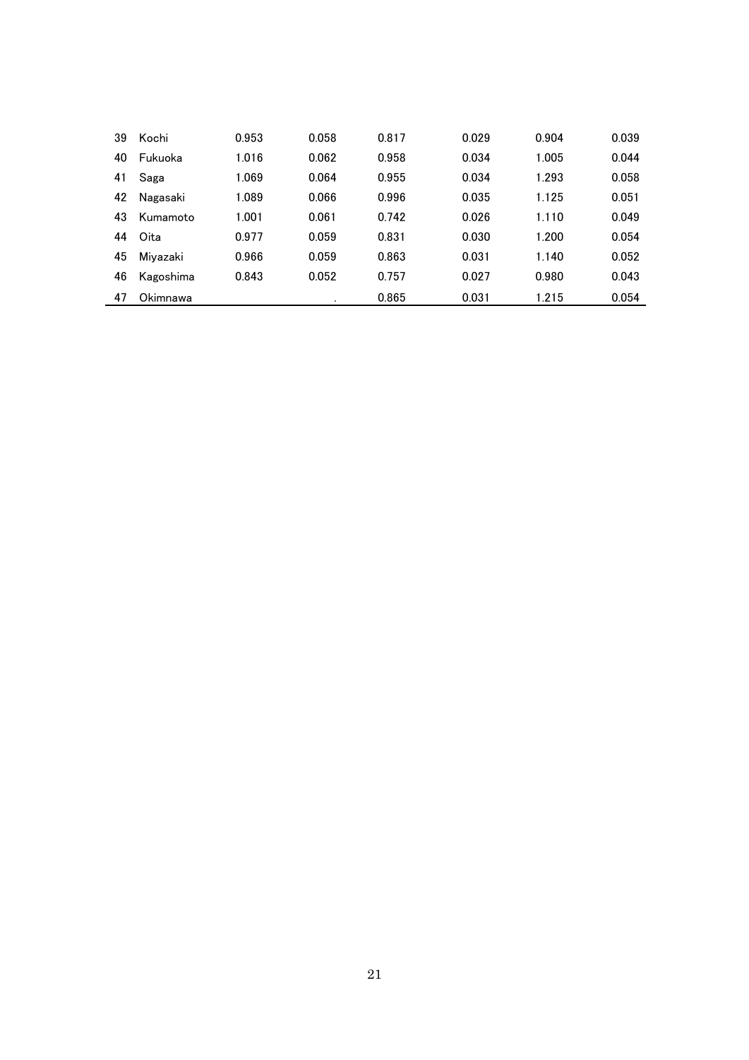| | | | | | | | |
|---|---|---|---|---|---|---|---|
| 39 | Kochi | 0.953 | 0.058 | 0.817 | 0.029 | 0.904 | 0.039 |
| 40 | Fukuoka | 1.016 | 0.062 | 0.958 | 0.034 | 1.005 | 0.044 |
| 41 | Saga | 1.069 | 0.064 | 0.955 | 0.034 | 1.293 | 0.058 |
| 42 | Nagasaki | 1.089 | 0.066 | 0.996 | 0.035 | 1.125 | 0.051 |
| 43 | Kumamoto | 1.001 | 0.061 | 0.742 | 0.026 | 1.110 | 0.049 |
| 44 | Oita | 0.977 | 0.059 | 0.831 | 0.030 | 1.200 | 0.054 |
| 45 | Miyazaki | 0.966 | 0.059 | 0.863 | 0.031 | 1.140 | 0.052 |
| 46 | Kagoshima | 0.843 | 0.052 | 0.757 | 0.027 | 0.980 | 0.043 |
| 47 | Okimnawa | | . | 0.865 | 0.031 | 1.215 | 0.054 |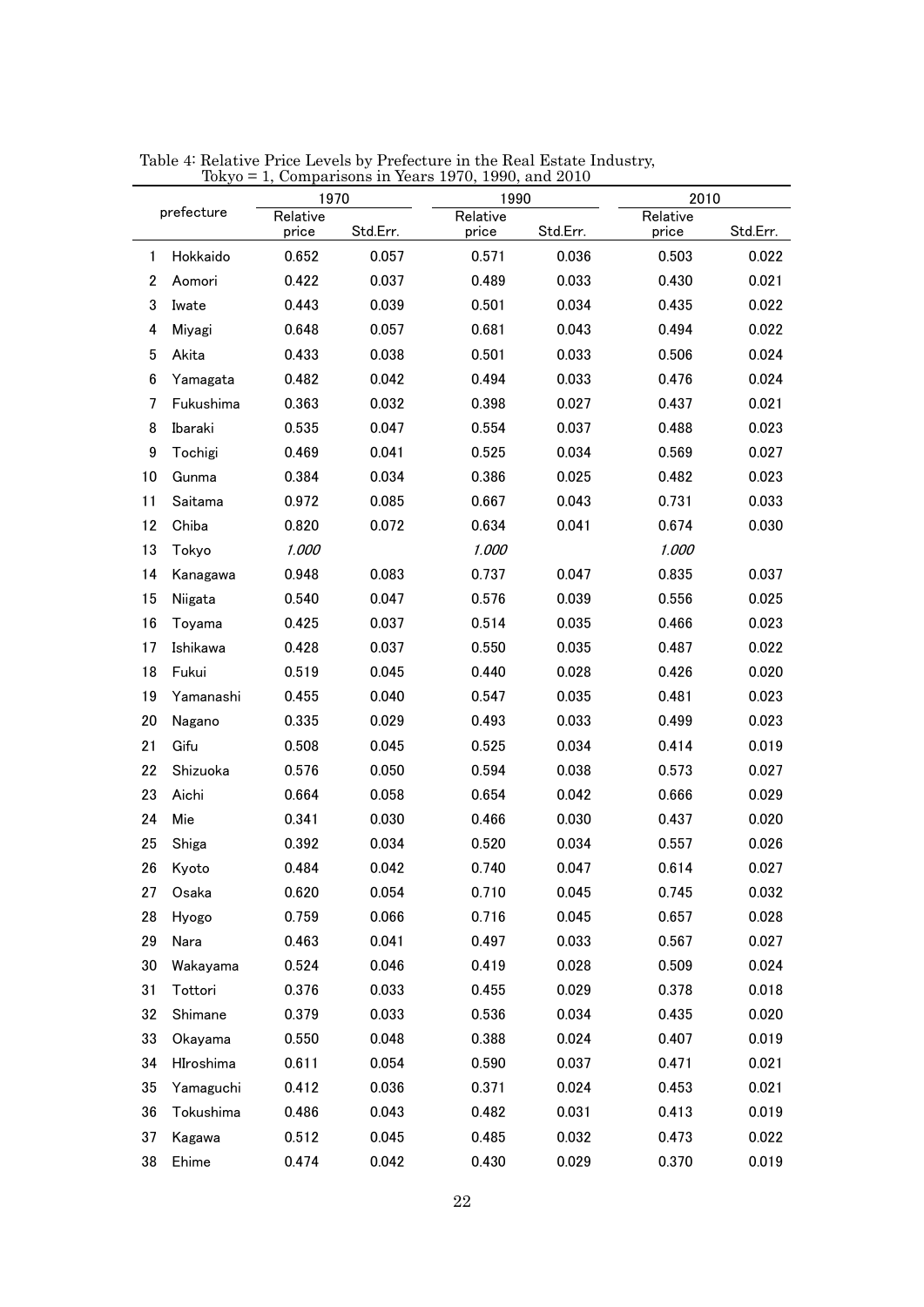Table 4: Relative Price Levels by Prefecture in the Real Estate Industry, Tokyo = 1, Comparisons in Years 1970, 1990, and 2010

| | prefecture | 1970 | | 1990 | | 2010 | |
|---|---|---|---|---|---|---|---|
| | | Relative price | Std.Err. | Relative price | Std.Err. | Relative price | Std.Err. |
| 1 | Hokkaido | 0.652 | 0.057 | 0.571 | 0.036 | 0.503 | 0.022 |
| 2 | Aomori | 0.422 | 0.037 | 0.489 | 0.033 | 0.430 | 0.021 |
| 3 | Iwate | 0.443 | 0.039 | 0.501 | 0.034 | 0.435 | 0.022 |
| 4 | Miyagi | 0.648 | 0.057 | 0.681 | 0.043 | 0.494 | 0.022 |
| 5 | Akita | 0.433 | 0.038 | 0.501 | 0.033 | 0.506 | 0.024 |
| 6 | Yamagata | 0.482 | 0.042 | 0.494 | 0.033 | 0.476 | 0.024 |
| 7 | Fukushima | 0.363 | 0.032 | 0.398 | 0.027 | 0.437 | 0.021 |
| 8 | Ibaraki | 0.535 | 0.047 | 0.554 | 0.037 | 0.488 | 0.023 |
| 9 | Tochigi | 0.469 | 0.041 | 0.525 | 0.034 | 0.569 | 0.027 |
| 10 | Gunma | 0.384 | 0.034 | 0.386 | 0.025 | 0.482 | 0.023 |
| 11 | Saitama | 0.972 | 0.085 | 0.667 | 0.043 | 0.731 | 0.033 |
| 12 | Chiba | 0.820 | 0.072 | 0.634 | 0.041 | 0.674 | 0.030 |
| 13 | Tokyo | *1.000* | | *1.000* | | *1.000* | |
| 14 | Kanagawa | 0.948 | 0.083 | 0.737 | 0.047 | 0.835 | 0.037 |
| 15 | Niigata | 0.540 | 0.047 | 0.576 | 0.039 | 0.556 | 0.025 |
| 16 | Toyama | 0.425 | 0.037 | 0.514 | 0.035 | 0.466 | 0.023 |
| 17 | Ishikawa | 0.428 | 0.037 | 0.550 | 0.035 | 0.487 | 0.022 |
| 18 | Fukui | 0.519 | 0.045 | 0.440 | 0.028 | 0.426 | 0.020 |
| 19 | Yamanashi | 0.455 | 0.040 | 0.547 | 0.035 | 0.481 | 0.023 |
| 20 | Nagano | 0.335 | 0.029 | 0.493 | 0.033 | 0.499 | 0.023 |
| 21 | Gifu | 0.508 | 0.045 | 0.525 | 0.034 | 0.414 | 0.019 |
| 22 | Shizuoka | 0.576 | 0.050 | 0.594 | 0.038 | 0.573 | 0.027 |
| 23 | Aichi | 0.664 | 0.058 | 0.654 | 0.042 | 0.666 | 0.029 |
| 24 | Mie | 0.341 | 0.030 | 0.466 | 0.030 | 0.437 | 0.020 |
| 25 | Shiga | 0.392 | 0.034 | 0.520 | 0.034 | 0.557 | 0.026 |
| 26 | Kyoto | 0.484 | 0.042 | 0.740 | 0.047 | 0.614 | 0.027 |
| 27 | Osaka | 0.620 | 0.054 | 0.710 | 0.045 | 0.745 | 0.032 |
| 28 | Hyogo | 0.759 | 0.066 | 0.716 | 0.045 | 0.657 | 0.028 |
| 29 | Nara | 0.463 | 0.041 | 0.497 | 0.033 | 0.567 | 0.027 |
| 30 | Wakayama | 0.524 | 0.046 | 0.419 | 0.028 | 0.509 | 0.024 |
| 31 | Tottori | 0.376 | 0.033 | 0.455 | 0.029 | 0.378 | 0.018 |
| 32 | Shimane | 0.379 | 0.033 | 0.536 | 0.034 | 0.435 | 0.020 |
| 33 | Okayama | 0.550 | 0.048 | 0.388 | 0.024 | 0.407 | 0.019 |
| 34 | HIroshima | 0.611 | 0.054 | 0.590 | 0.037 | 0.471 | 0.021 |
| 35 | Yamaguchi | 0.412 | 0.036 | 0.371 | 0.024 | 0.453 | 0.021 |
| 36 | Tokushima | 0.486 | 0.043 | 0.482 | 0.031 | 0.413 | 0.019 |
| 37 | Kagawa | 0.512 | 0.045 | 0.485 | 0.032 | 0.473 | 0.022 |
| 38 | Ehime | 0.474 | 0.042 | 0.430 | 0.029 | 0.370 | 0.019 |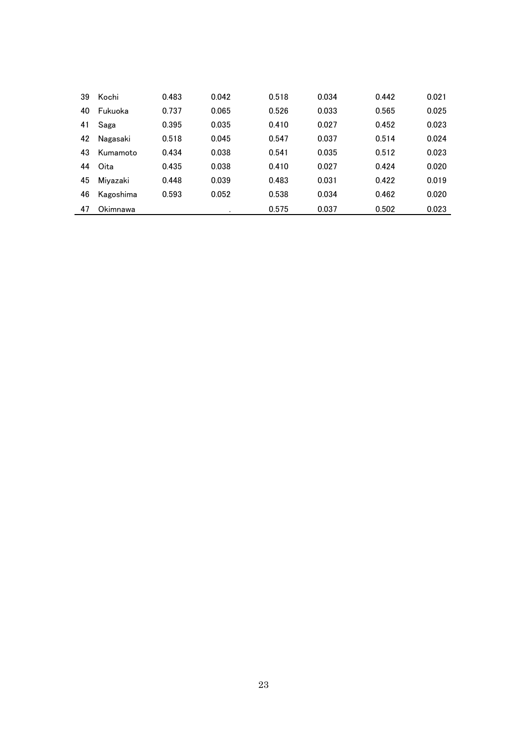| | | | | | | | |
|---|---|---|---|---|---|---|---|
| 39 | Kochi | 0.483 | 0.042 | 0.518 | 0.034 | 0.442 | 0.021 |
| 40 | Fukuoka | 0.737 | 0.065 | 0.526 | 0.033 | 0.565 | 0.025 |
| 41 | Saga | 0.395 | 0.035 | 0.410 | 0.027 | 0.452 | 0.023 |
| 42 | Nagasaki | 0.518 | 0.045 | 0.547 | 0.037 | 0.514 | 0.024 |
| 43 | Kumamoto | 0.434 | 0.038 | 0.541 | 0.035 | 0.512 | 0.023 |
| 44 | Oita | 0.435 | 0.038 | 0.410 | 0.027 | 0.424 | 0.020 |
| 45 | Miyazaki | 0.448 | 0.039 | 0.483 | 0.031 | 0.422 | 0.019 |
| 46 | Kagoshima | 0.593 | 0.052 | 0.538 | 0.034 | 0.462 | 0.020 |
| 47 | Okimnawa | | . | 0.575 | 0.037 | 0.502 | 0.023 |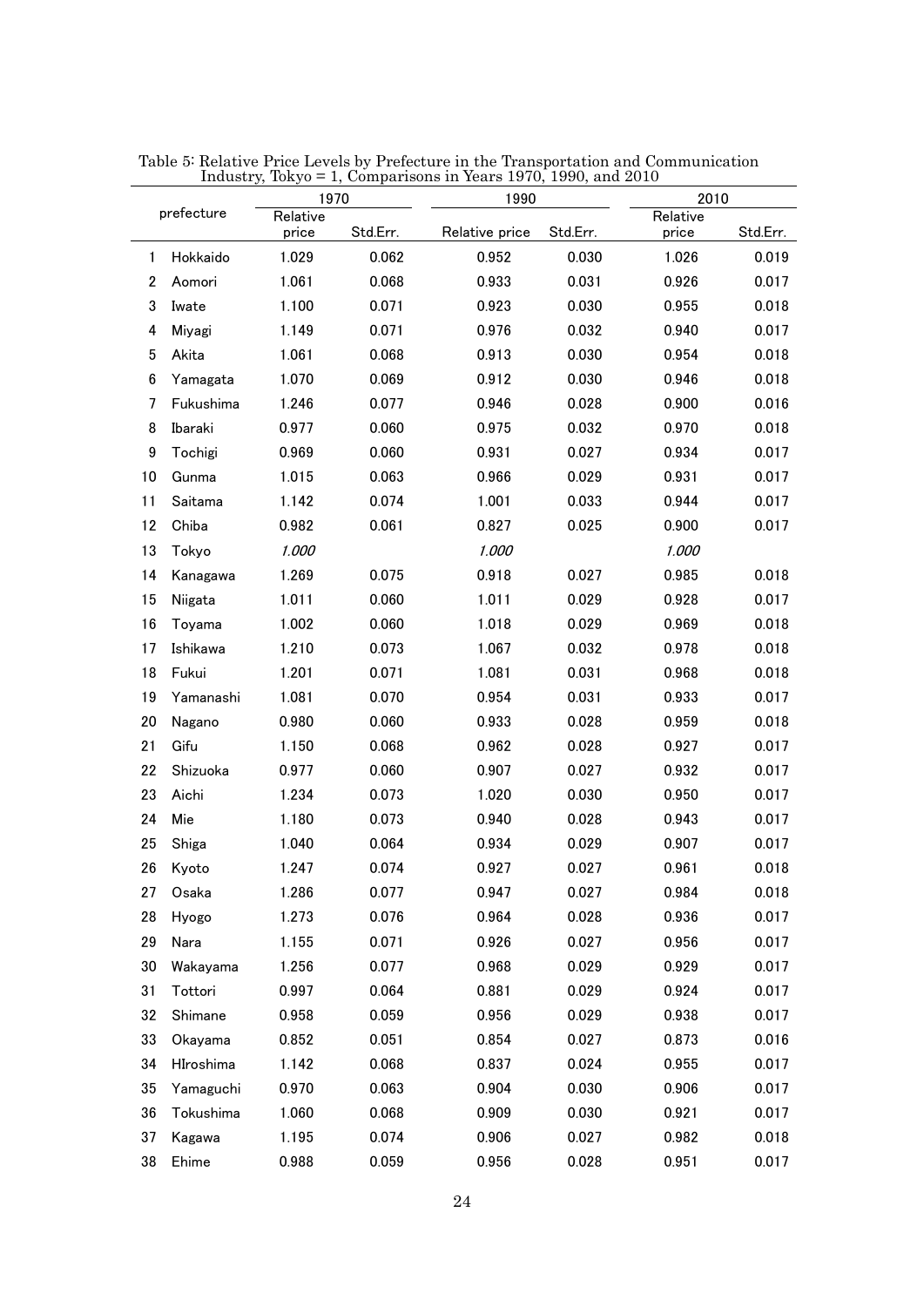Table 5: Relative Price Levels by Prefecture in the Transportation and Communication Industry, Tokyo = 1, Comparisons in Years 1970, 1990, and 2010

| | prefecture | 1970 | | 1990 | | 2010 | |
|---|---|---|---|---|---|---|---|
| | | Relative price | Std.Err. | Relative price | Std.Err. | Relative price | Std.Err. |
| 1 | Hokkaido | 1.029 | 0.062 | 0.952 | 0.030 | 1.026 | 0.019 |
| 2 | Aomori | 1.061 | 0.068 | 0.933 | 0.031 | 0.926 | 0.017 |
| 3 | Iwate | 1.100 | 0.071 | 0.923 | 0.030 | 0.955 | 0.018 |
| 4 | Miyagi | 1.149 | 0.071 | 0.976 | 0.032 | 0.940 | 0.017 |
| 5 | Akita | 1.061 | 0.068 | 0.913 | 0.030 | 0.954 | 0.018 |
| 6 | Yamagata | 1.070 | 0.069 | 0.912 | 0.030 | 0.946 | 0.018 |
| 7 | Fukushima | 1.246 | 0.077 | 0.946 | 0.028 | 0.900 | 0.016 |
| 8 | Ibaraki | 0.977 | 0.060 | 0.975 | 0.032 | 0.970 | 0.018 |
| 9 | Tochigi | 0.969 | 0.060 | 0.931 | 0.027 | 0.934 | 0.017 |
| 10 | Gunma | 1.015 | 0.063 | 0.966 | 0.029 | 0.931 | 0.017 |
| 11 | Saitama | 1.142 | 0.074 | 1.001 | 0.033 | 0.944 | 0.017 |
| 12 | Chiba | 0.982 | 0.061 | 0.827 | 0.025 | 0.900 | 0.017 |
| 13 | Tokyo | *1.000* | | *1.000* | | *1.000* | |
| 14 | Kanagawa | 1.269 | 0.075 | 0.918 | 0.027 | 0.985 | 0.018 |
| 15 | Niigata | 1.011 | 0.060 | 1.011 | 0.029 | 0.928 | 0.017 |
| 16 | Toyama | 1.002 | 0.060 | 1.018 | 0.029 | 0.969 | 0.018 |
| 17 | Ishikawa | 1.210 | 0.073 | 1.067 | 0.032 | 0.978 | 0.018 |
| 18 | Fukui | 1.201 | 0.071 | 1.081 | 0.031 | 0.968 | 0.018 |
| 19 | Yamanashi | 1.081 | 0.070 | 0.954 | 0.031 | 0.933 | 0.017 |
| 20 | Nagano | 0.980 | 0.060 | 0.933 | 0.028 | 0.959 | 0.018 |
| 21 | Gifu | 1.150 | 0.068 | 0.962 | 0.028 | 0.927 | 0.017 |
| 22 | Shizuoka | 0.977 | 0.060 | 0.907 | 0.027 | 0.932 | 0.017 |
| 23 | Aichi | 1.234 | 0.073 | 1.020 | 0.030 | 0.950 | 0.017 |
| 24 | Mie | 1.180 | 0.073 | 0.940 | 0.028 | 0.943 | 0.017 |
| 25 | Shiga | 1.040 | 0.064 | 0.934 | 0.029 | 0.907 | 0.017 |
| 26 | Kyoto | 1.247 | 0.074 | 0.927 | 0.027 | 0.961 | 0.018 |
| 27 | Osaka | 1.286 | 0.077 | 0.947 | 0.027 | 0.984 | 0.018 |
| 28 | Hyogo | 1.273 | 0.076 | 0.964 | 0.028 | 0.936 | 0.017 |
| 29 | Nara | 1.155 | 0.071 | 0.926 | 0.027 | 0.956 | 0.017 |
| 30 | Wakayama | 1.256 | 0.077 | 0.968 | 0.029 | 0.929 | 0.017 |
| 31 | Tottori | 0.997 | 0.064 | 0.881 | 0.029 | 0.924 | 0.017 |
| 32 | Shimane | 0.958 | 0.059 | 0.956 | 0.029 | 0.938 | 0.017 |
| 33 | Okayama | 0.852 | 0.051 | 0.854 | 0.027 | 0.873 | 0.016 |
| 34 | HIroshima | 1.142 | 0.068 | 0.837 | 0.024 | 0.955 | 0.017 |
| 35 | Yamaguchi | 0.970 | 0.063 | 0.904 | 0.030 | 0.906 | 0.017 |
| 36 | Tokushima | 1.060 | 0.068 | 0.909 | 0.030 | 0.921 | 0.017 |
| 37 | Kagawa | 1.195 | 0.074 | 0.906 | 0.027 | 0.982 | 0.018 |
| 38 | Ehime | 0.988 | 0.059 | 0.956 | 0.028 | 0.951 | 0.017 |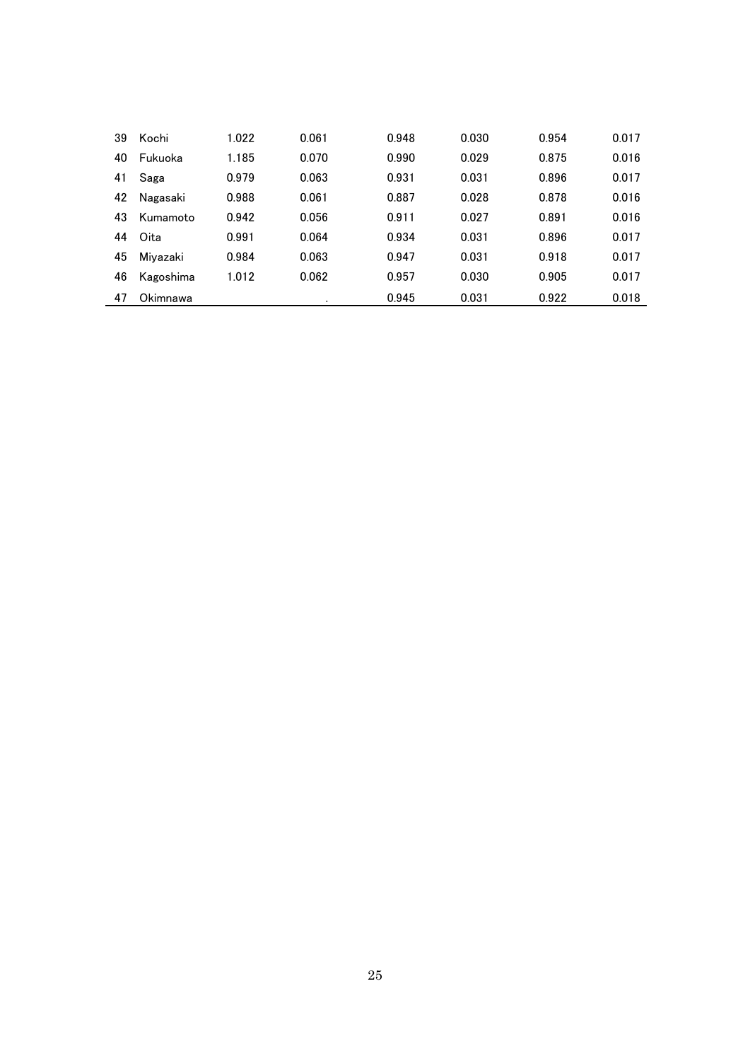| | | | | | | | |
|---|---|---|---|---|---|---|---|
| 39 | Kochi | 1.022 | 0.061 | 0.948 | 0.030 | 0.954 | 0.017 |
| 40 | Fukuoka | 1.185 | 0.070 | 0.990 | 0.029 | 0.875 | 0.016 |
| 41 | Saga | 0.979 | 0.063 | 0.931 | 0.031 | 0.896 | 0.017 |
| 42 | Nagasaki | 0.988 | 0.061 | 0.887 | 0.028 | 0.878 | 0.016 |
| 43 | Kumamoto | 0.942 | 0.056 | 0.911 | 0.027 | 0.891 | 0.016 |
| 44 | Oita | 0.991 | 0.064 | 0.934 | 0.031 | 0.896 | 0.017 |
| 45 | Miyazaki | 0.984 | 0.063 | 0.947 | 0.031 | 0.918 | 0.017 |
| 46 | Kagoshima | 1.012 | 0.062 | 0.957 | 0.030 | 0.905 | 0.017 |
| 47 | Okimnawa | | . | 0.945 | 0.031 | 0.922 | 0.018 |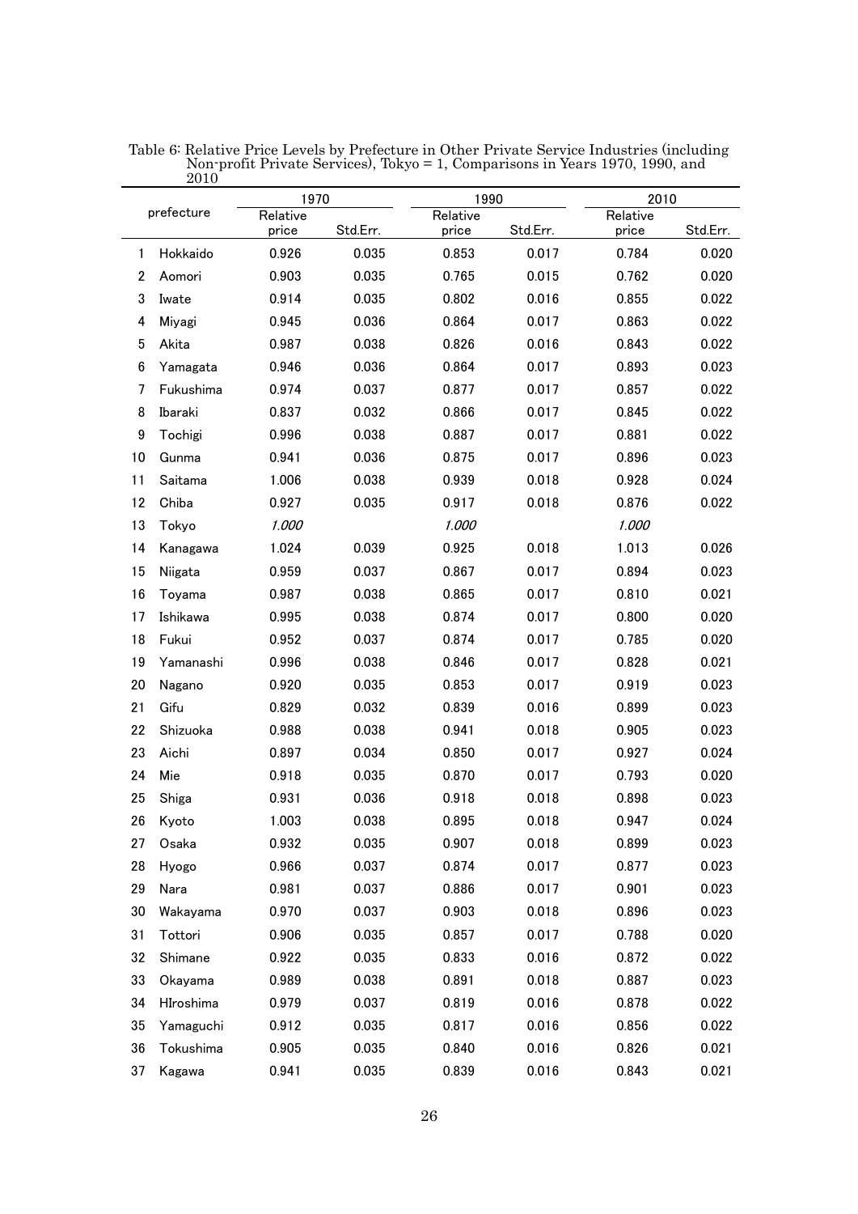Table 6: Relative Price Levels by Prefecture in Other Private Service Industries (including Non-profit Private Services), Tokyo = 1, Comparisons in Years 1970, 1990, and 2010

| | prefecture | 1970 | | 1990 | | 2010 | |
|---|---|---|---|---|---|---|---|
| | | Relative price | Std.Err. | Relative price | Std.Err. | Relative price | Std.Err. |
| 1 | Hokkaido | 0.926 | 0.035 | 0.853 | 0.017 | 0.784 | 0.020 |
| 2 | Aomori | 0.903 | 0.035 | 0.765 | 0.015 | 0.762 | 0.020 |
| 3 | Iwate | 0.914 | 0.035 | 0.802 | 0.016 | 0.855 | 0.022 |
| 4 | Miyagi | 0.945 | 0.036 | 0.864 | 0.017 | 0.863 | 0.022 |
| 5 | Akita | 0.987 | 0.038 | 0.826 | 0.016 | 0.843 | 0.022 |
| 6 | Yamagata | 0.946 | 0.036 | 0.864 | 0.017 | 0.893 | 0.023 |
| 7 | Fukushima | 0.974 | 0.037 | 0.877 | 0.017 | 0.857 | 0.022 |
| 8 | Ibaraki | 0.837 | 0.032 | 0.866 | 0.017 | 0.845 | 0.022 |
| 9 | Tochigi | 0.996 | 0.038 | 0.887 | 0.017 | 0.881 | 0.022 |
| 10 | Gunma | 0.941 | 0.036 | 0.875 | 0.017 | 0.896 | 0.023 |
| 11 | Saitama | 1.006 | 0.038 | 0.939 | 0.018 | 0.928 | 0.024 |
| 12 | Chiba | 0.927 | 0.035 | 0.917 | 0.018 | 0.876 | 0.022 |
| 13 | Tokyo | *1.000* | | *1.000* | | *1.000* | |
| 14 | Kanagawa | 1.024 | 0.039 | 0.925 | 0.018 | 1.013 | 0.026 |
| 15 | Niigata | 0.959 | 0.037 | 0.867 | 0.017 | 0.894 | 0.023 |
| 16 | Toyama | 0.987 | 0.038 | 0.865 | 0.017 | 0.810 | 0.021 |
| 17 | Ishikawa | 0.995 | 0.038 | 0.874 | 0.017 | 0.800 | 0.020 |
| 18 | Fukui | 0.952 | 0.037 | 0.874 | 0.017 | 0.785 | 0.020 |
| 19 | Yamanashi | 0.996 | 0.038 | 0.846 | 0.017 | 0.828 | 0.021 |
| 20 | Nagano | 0.920 | 0.035 | 0.853 | 0.017 | 0.919 | 0.023 |
| 21 | Gifu | 0.829 | 0.032 | 0.839 | 0.016 | 0.899 | 0.023 |
| 22 | Shizuoka | 0.988 | 0.038 | 0.941 | 0.018 | 0.905 | 0.023 |
| 23 | Aichi | 0.897 | 0.034 | 0.850 | 0.017 | 0.927 | 0.024 |
| 24 | Mie | 0.918 | 0.035 | 0.870 | 0.017 | 0.793 | 0.020 |
| 25 | Shiga | 0.931 | 0.036 | 0.918 | 0.018 | 0.898 | 0.023 |
| 26 | Kyoto | 1.003 | 0.038 | 0.895 | 0.018 | 0.947 | 0.024 |
| 27 | Osaka | 0.932 | 0.035 | 0.907 | 0.018 | 0.899 | 0.023 |
| 28 | Hyogo | 0.966 | 0.037 | 0.874 | 0.017 | 0.877 | 0.023 |
| 29 | Nara | 0.981 | 0.037 | 0.886 | 0.017 | 0.901 | 0.023 |
| 30 | Wakayama | 0.970 | 0.037 | 0.903 | 0.018 | 0.896 | 0.023 |
| 31 | Tottori | 0.906 | 0.035 | 0.857 | 0.017 | 0.788 | 0.020 |
| 32 | Shimane | 0.922 | 0.035 | 0.833 | 0.016 | 0.872 | 0.022 |
| 33 | Okayama | 0.989 | 0.038 | 0.891 | 0.018 | 0.887 | 0.023 |
| 34 | HIroshima | 0.979 | 0.037 | 0.819 | 0.016 | 0.878 | 0.022 |
| 35 | Yamaguchi | 0.912 | 0.035 | 0.817 | 0.016 | 0.856 | 0.022 |
| 36 | Tokushima | 0.905 | 0.035 | 0.840 | 0.016 | 0.826 | 0.021 |
| 37 | Kagawa | 0.941 | 0.035 | 0.839 | 0.016 | 0.843 | 0.021 |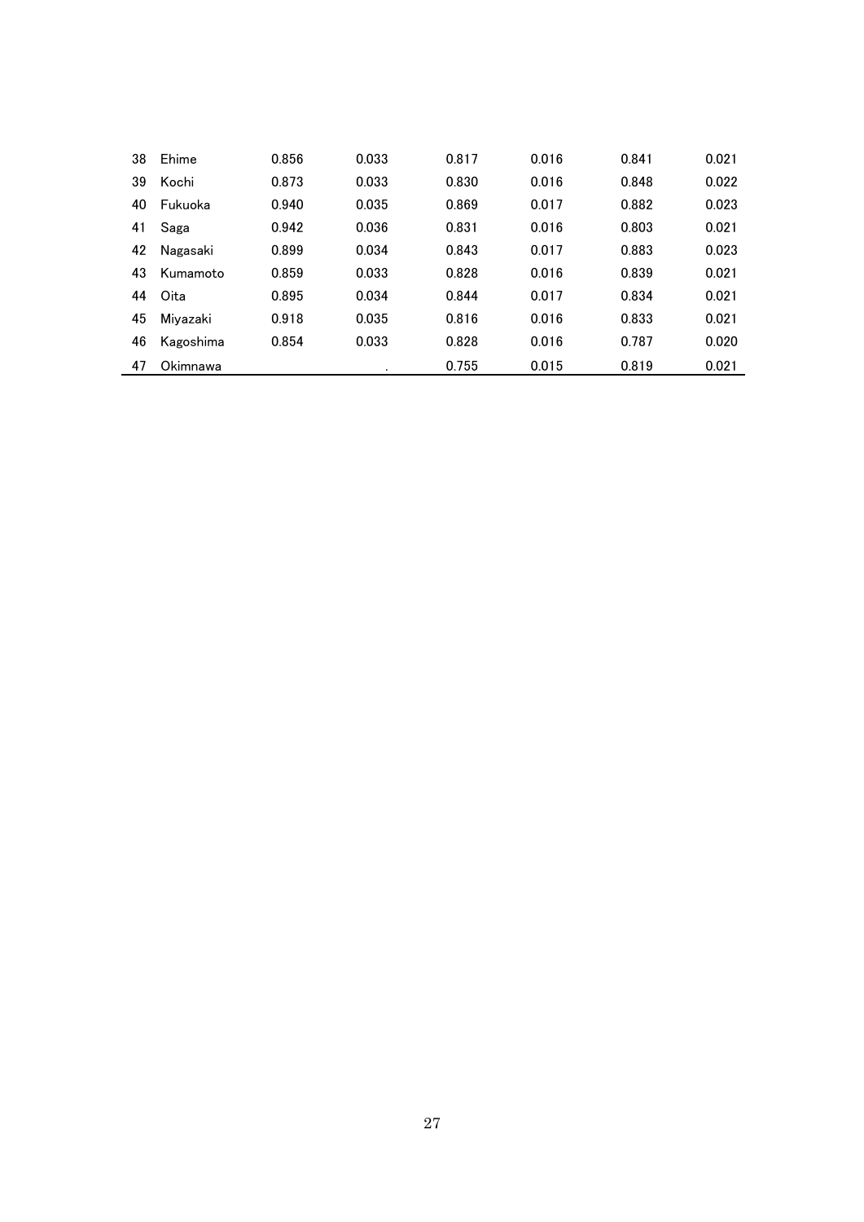| | | | | | | | |
|---|---|---|---|---|---|---|---|
| 38 | Ehime | 0.856 | 0.033 | 0.817 | 0.016 | 0.841 | 0.021 |
| 39 | Kochi | 0.873 | 0.033 | 0.830 | 0.016 | 0.848 | 0.022 |
| 40 | Fukuoka | 0.940 | 0.035 | 0.869 | 0.017 | 0.882 | 0.023 |
| 41 | Saga | 0.942 | 0.036 | 0.831 | 0.016 | 0.803 | 0.021 |
| 42 | Nagasaki | 0.899 | 0.034 | 0.843 | 0.017 | 0.883 | 0.023 |
| 43 | Kumamoto | 0.859 | 0.033 | 0.828 | 0.016 | 0.839 | 0.021 |
| 44 | Oita | 0.895 | 0.034 | 0.844 | 0.017 | 0.834 | 0.021 |
| 45 | Miyazaki | 0.918 | 0.035 | 0.816 | 0.016 | 0.833 | 0.021 |
| 46 | Kagoshima | 0.854 | 0.033 | 0.828 | 0.016 | 0.787 | 0.020 |
| 47 | Okimnawa | | . | 0.755 | 0.015 | 0.819 | 0.021 |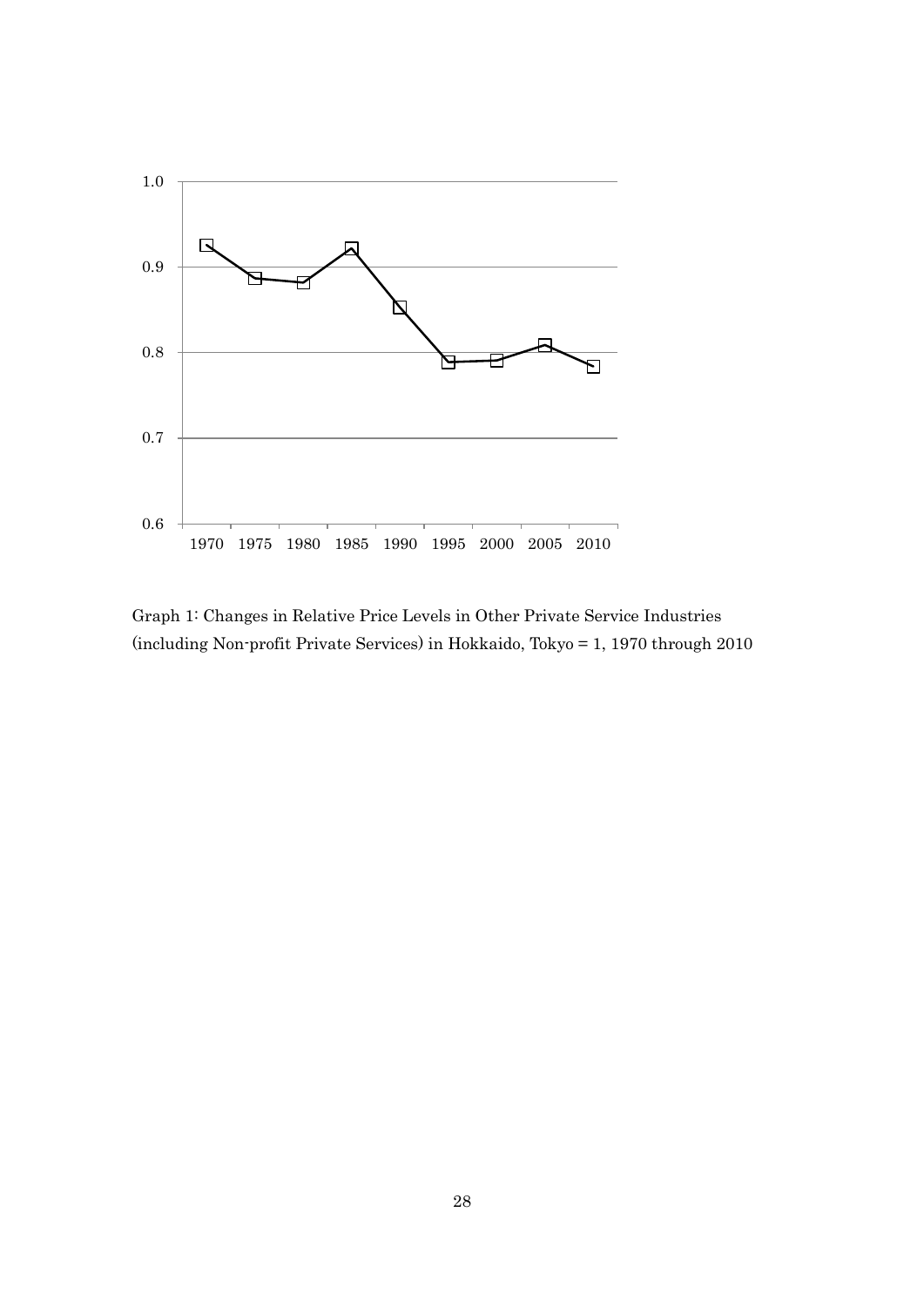Graph 1: Changes in Relative Price Levels in Other Private Service Industries (including Non-profit Private Services) in Hokkaido, Tokyo = 1, 1970 through 2010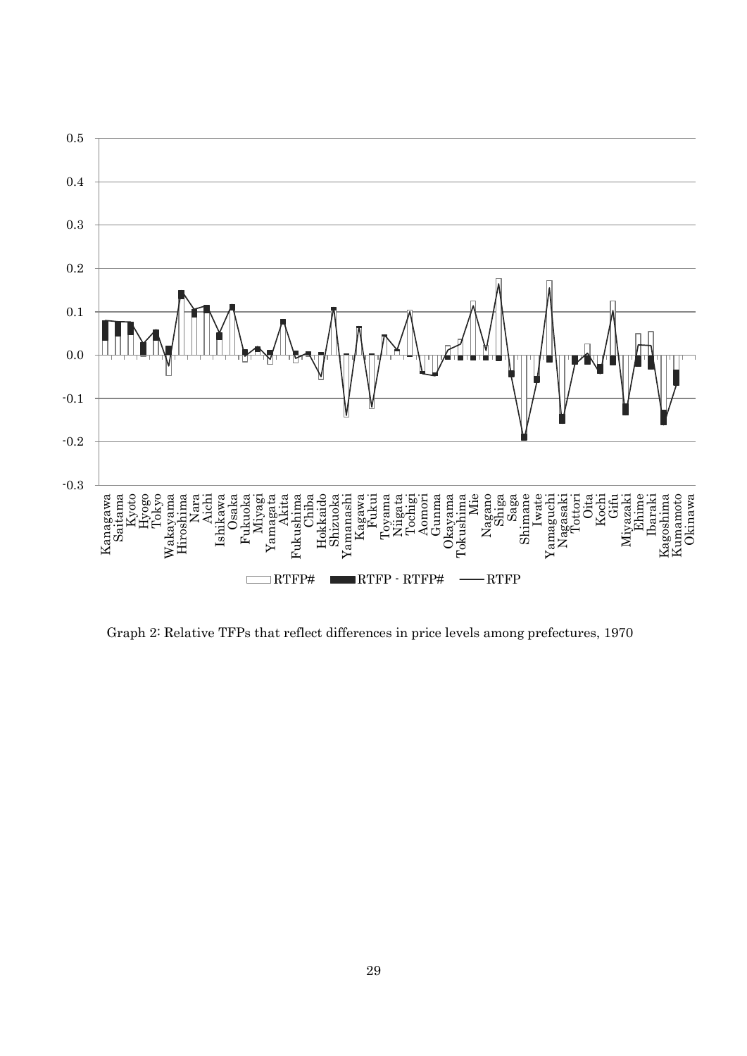Graph 2: Relative TFPs that reflect differences in price levels among prefectures, 1970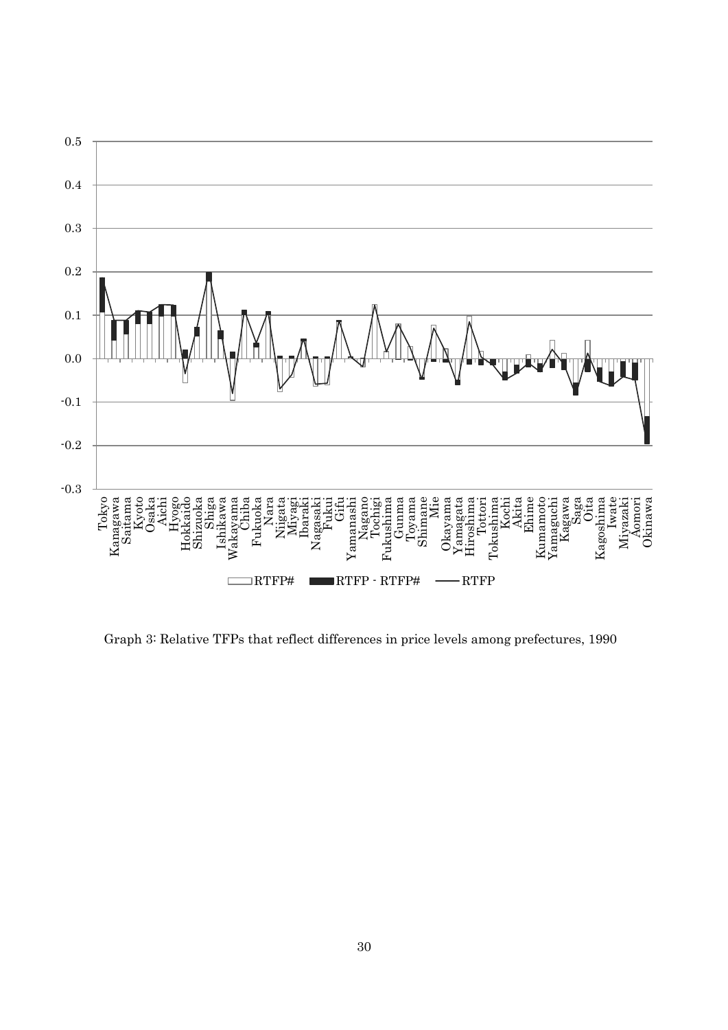Graph 3: Relative TFPs that reflect differences in price levels among prefectures, 1990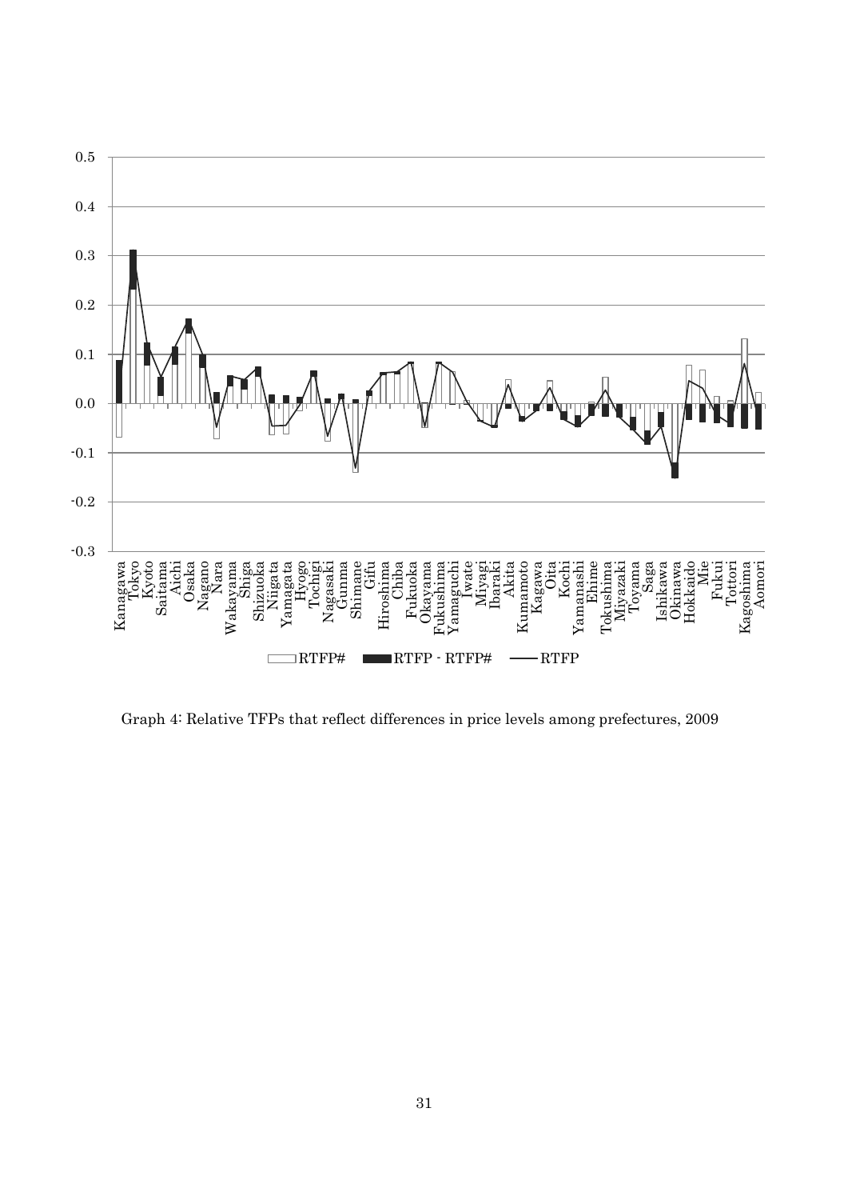Graph 4: Relative TFPs that reflect differences in price levels among prefectures, 2009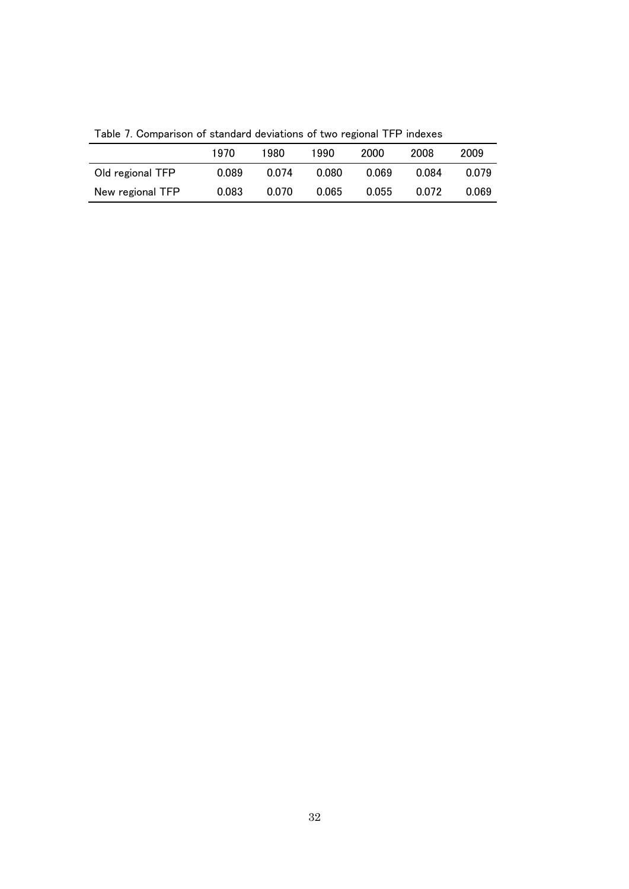Table 7. Comparison of standard deviations of two regional TFP indexes

| | 1970 | 1980 | 1990 | 2000 | 2008 | 2009 |
|---|---|---|---|---|---|---|
| Old regional TFP | 0.089 | 0.074 | 0.080 | 0.069 | 0.084 | 0.079 |
| New regional TFP | 0.083 | 0.070 | 0.065 | 0.055 | 0.072 | 0.069 |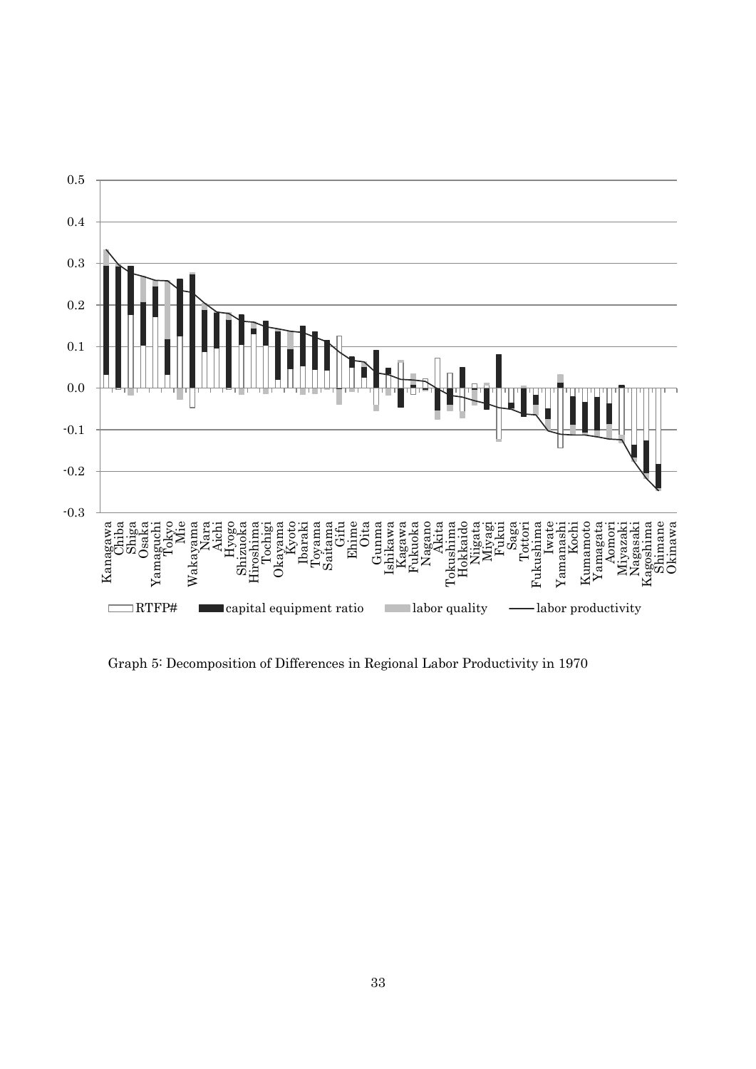Graph 5: Decomposition of Differences in Regional Labor Productivity in 1970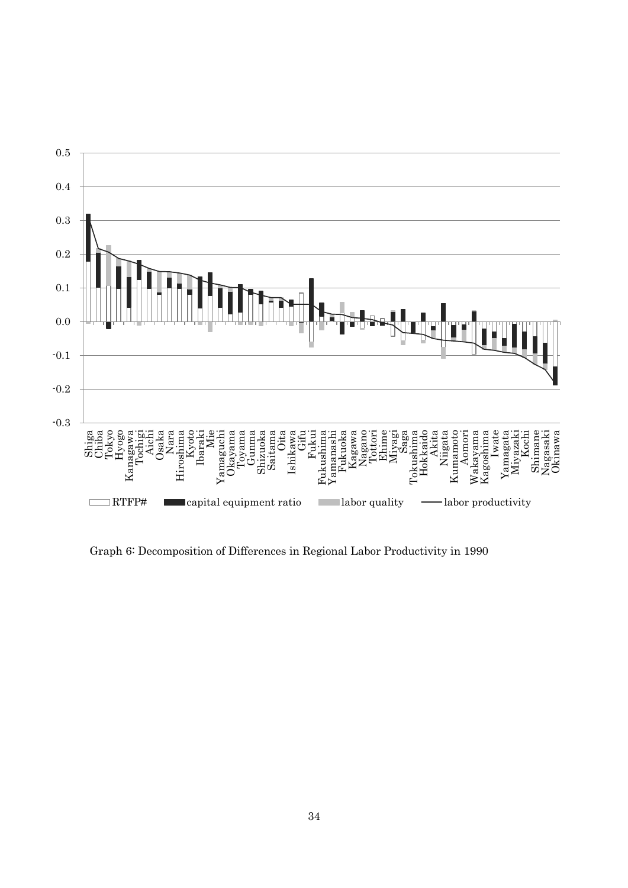Graph 6: Decomposition of Differences in Regional Labor Productivity in 1990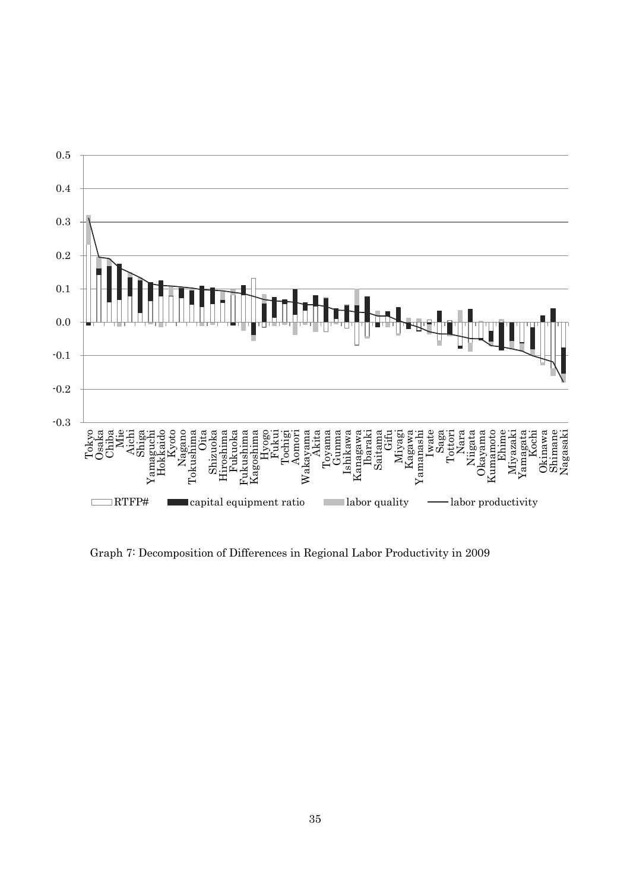Graph 7: Decomposition of Differences in Regional Labor Productivity in 2009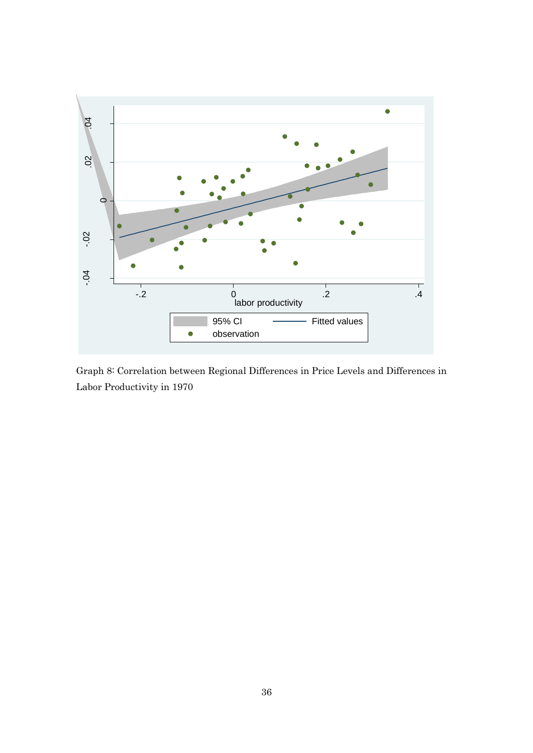Graph 8: Correlation between Regional Differences in Price Levels and Differences in Labor Productivity in 1970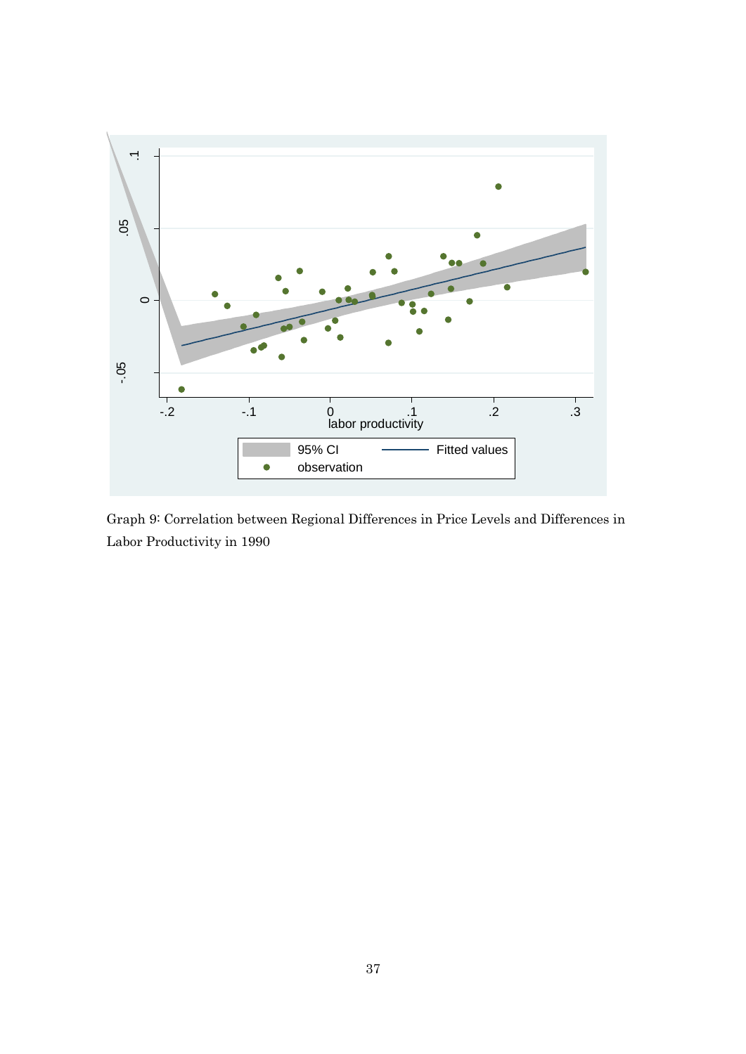Graph 9: Correlation between Regional Differences in Price Levels and Differences in Labor Productivity in 1990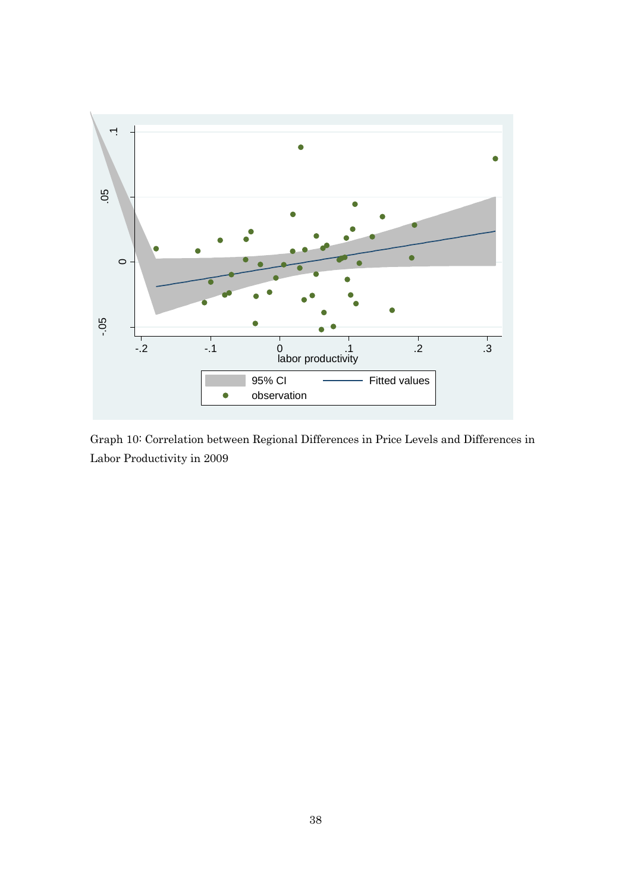Graph 10: Correlation between Regional Differences in Price Levels and Differences in Labor Productivity in 2009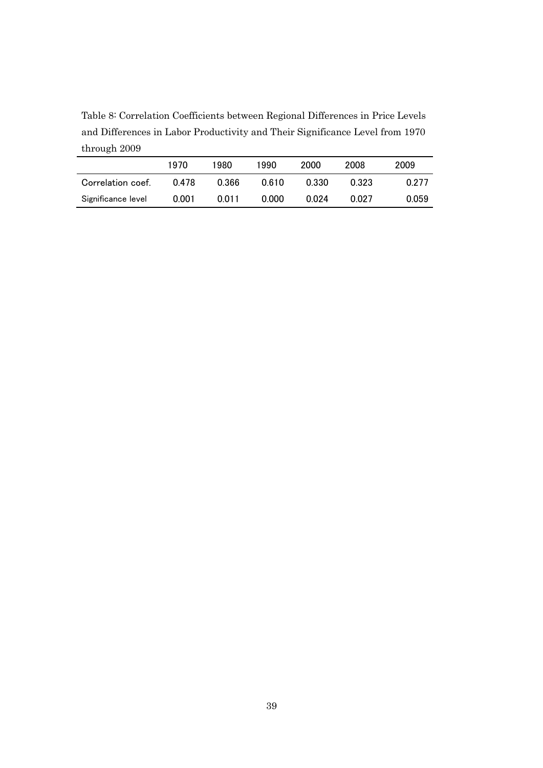Table 8: Correlation Coefficients between Regional Differences in Price Levels and Differences in Labor Productivity and Their Significance Level from 1970 through 2009

| | 1970 | 1980 | 1990 | 2000 | 2008 | 2009 |
|---|---|---|---|---|---|---|
| Correlation coef. | 0.478 | 0.366 | 0.610 | 0.330 | 0.323 | 0.277 |
| Significance level | 0.001 | 0.011 | 0.000 | 0.024 | 0.027 | 0.059 |